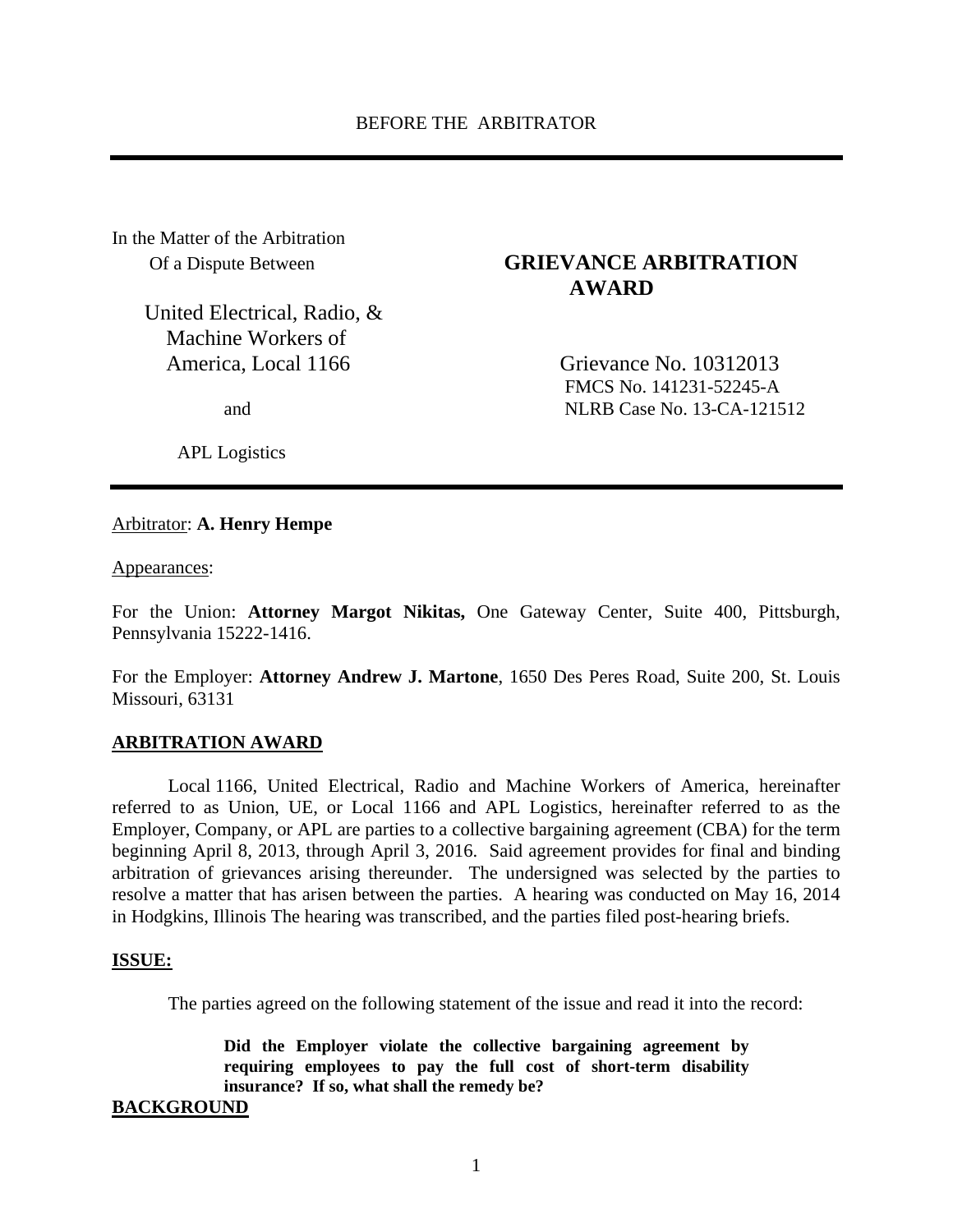BEFORE THE ARBITRATOR

In the Matter of the Arbitration
Of a Dispute Between

United Electrical, Radio, &
Machine Workers of
America, Local 1166

and

APL Logistics

**GRIEVANCE ARBITRATION AWARD**

Grievance No. 10312013
FMCS No. 141231-52245-A
NLRB Case No. 13-CA-121512

Arbitrator: **A. Henry Hempe**

Appearances:

For the Union: **Attorney Margot Nikitas,** One Gateway Center, Suite 400, Pittsburgh, Pennsylvania 15222-1416.

For the Employer: **Attorney Andrew J. Martone**, 1650 Des Peres Road, Suite 200, St. Louis Missouri, 63131

## ARBITRATION AWARD

Local 1166, United Electrical, Radio and Machine Workers of America, hereinafter referred to as Union, UE, or Local 1166 and APL Logistics, hereinafter referred to as the Employer, Company, or APL are parties to a collective bargaining agreement (CBA) for the term beginning April 8, 2013, through April 3, 2016. Said agreement provides for final and binding arbitration of grievances arising thereunder. The undersigned was selected by the parties to resolve a matter that has arisen between the parties. A hearing was conducted on May 16, 2014 in Hodgkins, Illinois The hearing was transcribed, and the parties filed post-hearing briefs.

## ISSUE:

The parties agreed on the following statement of the issue and read it into the record:

> **Did the Employer violate the collective bargaining agreement by requiring employees to pay the full cost of short-term disability insurance? If so, what shall the remedy be?**

## BACKGROUND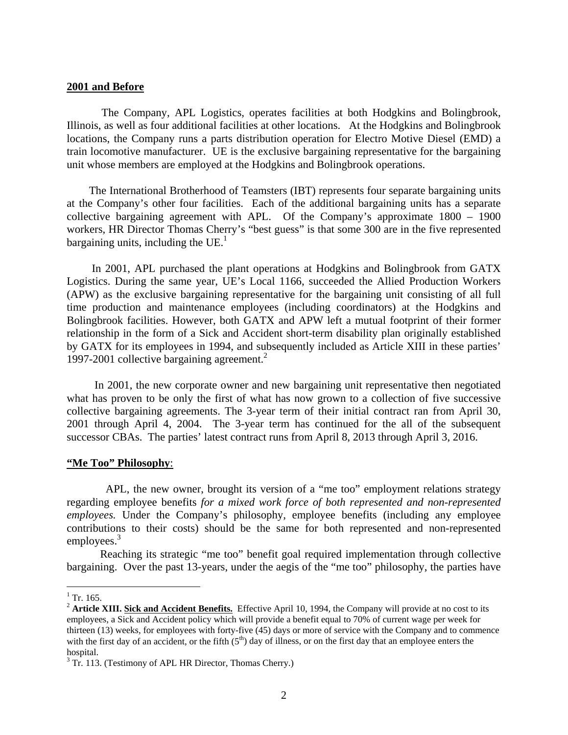**2001 and Before**

The Company, APL Logistics, operates facilities at both Hodgkins and Bolingbrook, Illinois, as well as four additional facilities at other locations. At the Hodgkins and Bolingbrook locations, the Company runs a parts distribution operation for Electro Motive Diesel (EMD) a train locomotive manufacturer. UE is the exclusive bargaining representative for the bargaining unit whose members are employed at the Hodgkins and Bolingbrook operations.

The International Brotherhood of Teamsters (IBT) represents four separate bargaining units at the Company's other four facilities. Each of the additional bargaining units has a separate collective bargaining agreement with APL. Of the Company's approximate 1800 – 1900 workers, HR Director Thomas Cherry's "best guess" is that some 300 are in the five represented bargaining units, including the UE.[1]

In 2001, APL purchased the plant operations at Hodgkins and Bolingbrook from GATX Logistics. During the same year, UE's Local 1166, succeeded the Allied Production Workers (APW) as the exclusive bargaining representative for the bargaining unit consisting of all full time production and maintenance employees (including coordinators) at the Hodgkins and Bolingbrook facilities. However, both GATX and APW left a mutual footprint of their former relationship in the form of a Sick and Accident short-term disability plan originally established by GATX for its employees in 1994, and subsequently included as Article XIII in these parties' 1997-2001 collective bargaining agreement.[2]

In 2001, the new corporate owner and new bargaining unit representative then negotiated what has proven to be only the first of what has now grown to a collection of five successive collective bargaining agreements. The 3-year term of their initial contract ran from April 30, 2001 through April 4, 2004. The 3-year term has continued for the all of the subsequent successor CBAs. The parties' latest contract runs from April 8, 2013 through April 3, 2016.

**"Me Too" Philosophy**:

APL, the new owner, brought its version of a "me too" employment relations strategy regarding employee benefits *for a mixed work force of both represented and non-represented employees.* Under the Company's philosophy, employee benefits (including any employee contributions to their costs) should be the same for both represented and non-represented employees.[3]

Reaching its strategic "me too" benefit goal required implementation through collective bargaining. Over the past 13-years, under the aegis of the "me too" philosophy, the parties have

---

[1] Tr. 165.

[2] **Article XIII. Sick and Accident Benefits.** Effective April 10, 1994, the Company will provide at no cost to its employees, a Sick and Accident policy which will provide a benefit equal to 70% of current wage per week for thirteen (13) weeks, for employees with forty-five (45) days or more of service with the Company and to commence with the first day of an accident, or the fifth (5th) day of illness, or on the first day that an employee enters the hospital.

[3] Tr. 113. (Testimony of APL HR Director, Thomas Cherry.)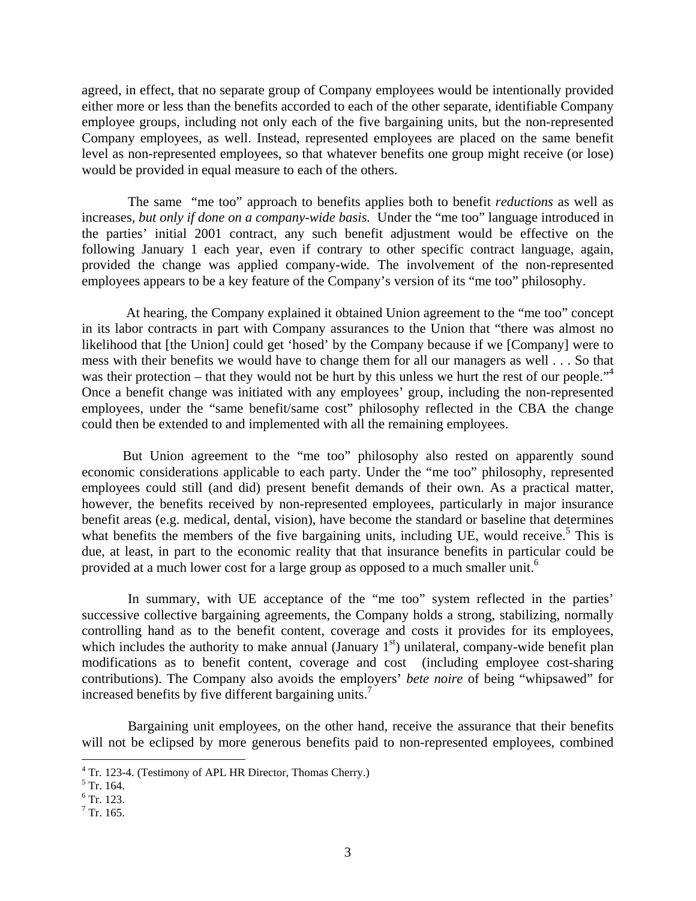agreed, in effect, that no separate group of Company employees would be intentionally provided either more or less than the benefits accorded to each of the other separate, identifiable Company employee groups, including not only each of the five bargaining units, but the non-represented Company employees, as well. Instead, represented employees are placed on the same benefit level as non-represented employees, so that whatever benefits one group might receive (or lose) would be provided in equal measure to each of the others.

The same "me too" approach to benefits applies both to benefit *reductions* as well as increases, *but only if done on a company-wide basis.* Under the "me too" language introduced in the parties' initial 2001 contract, any such benefit adjustment would be effective on the following January 1 each year, even if contrary to other specific contract language, again, provided the change was applied company-wide. The involvement of the non-represented employees appears to be a key feature of the Company's version of its "me too" philosophy.

At hearing, the Company explained it obtained Union agreement to the "me too" concept in its labor contracts in part with Company assurances to the Union that "there was almost no likelihood that [the Union] could get 'hosed' by the Company because if we [Company] were to mess with their benefits we would have to change them for all our managers as well . . . So that was their protection – that they would not be hurt by this unless we hurt the rest of our people."[4] Once a benefit change was initiated with any employees' group, including the non-represented employees, under the "same benefit/same cost" philosophy reflected in the CBA the change could then be extended to and implemented with all the remaining employees.

But Union agreement to the "me too" philosophy also rested on apparently sound economic considerations applicable to each party. Under the "me too" philosophy, represented employees could still (and did) present benefit demands of their own. As a practical matter, however, the benefits received by non-represented employees, particularly in major insurance benefit areas (e.g. medical, dental, vision), have become the standard or baseline that determines what benefits the members of the five bargaining units, including UE, would receive.[5] This is due, at least, in part to the economic reality that that insurance benefits in particular could be provided at a much lower cost for a large group as opposed to a much smaller unit.[6]

In summary, with UE acceptance of the "me too" system reflected in the parties' successive collective bargaining agreements, the Company holds a strong, stabilizing, normally controlling hand as to the benefit content, coverage and costs it provides for its employees, which includes the authority to make annual (January 1st) unilateral, company-wide benefit plan modifications as to benefit content, coverage and cost (including employee cost-sharing contributions). The Company also avoids the employers' *bete noire* of being "whipsawed" for increased benefits by five different bargaining units.[7]

Bargaining unit employees, on the other hand, receive the assurance that their benefits will not be eclipsed by more generous benefits paid to non-represented employees, combined

---

[4] Tr. 123-4. (Testimony of APL HR Director, Thomas Cherry.)

[5] Tr. 164.

[6] Tr. 123.

[7] Tr. 165.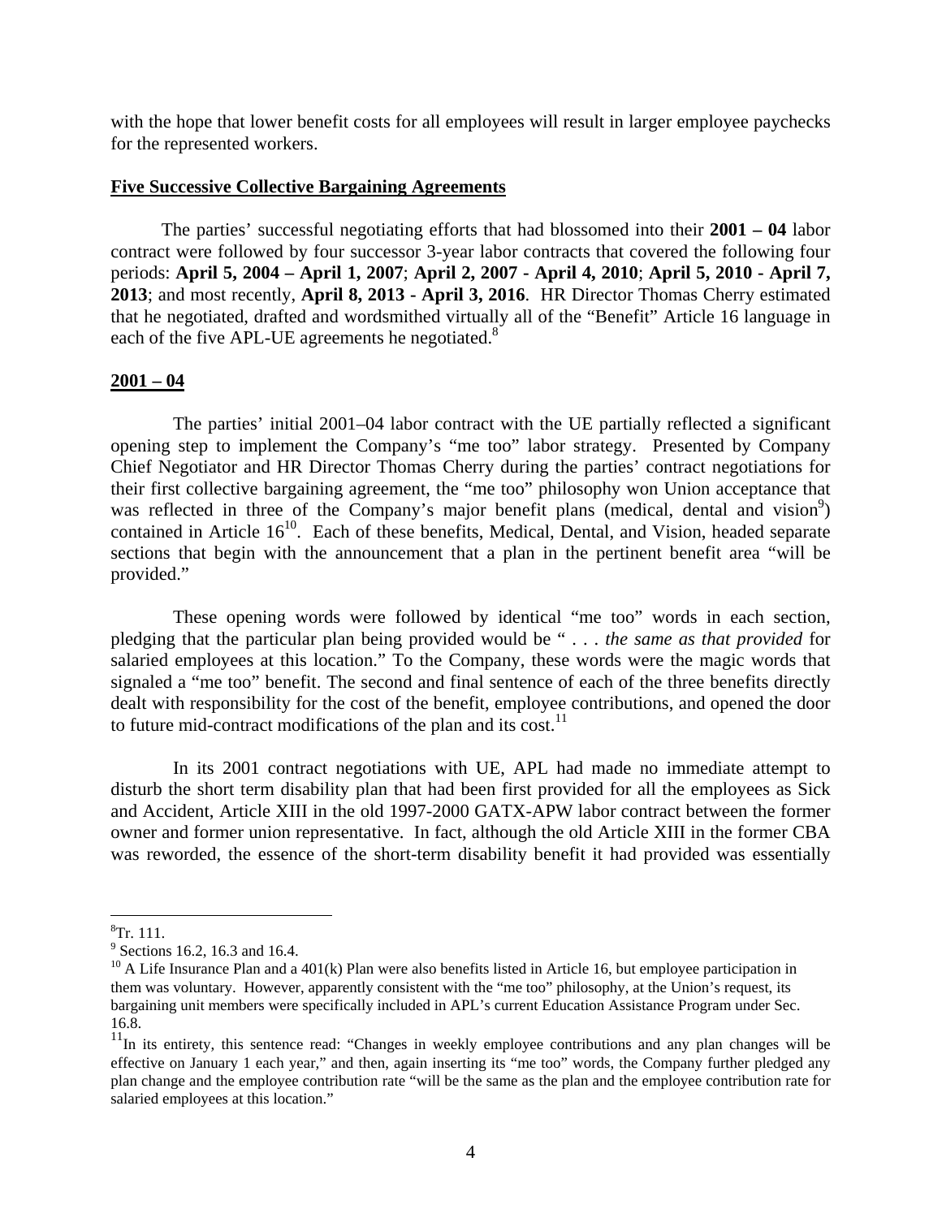with the hope that lower benefit costs for all employees will result in larger employee paychecks for the represented workers.

**Five Successive Collective Bargaining Agreements**

The parties' successful negotiating efforts that had blossomed into their **2001 – 04** labor contract were followed by four successor 3-year labor contracts that covered the following four periods: **April 5, 2004 – April 1, 2007**; **April 2, 2007 - April 4, 2010**; **April 5, 2010 - April 7, 2013**; and most recently, **April 8, 2013 - April 3, 2016**. HR Director Thomas Cherry estimated that he negotiated, drafted and wordsmithed virtually all of the "Benefit" Article 16 language in each of the five APL-UE agreements he negotiated.[8]

**2001 – 04**

The parties' initial 2001–04 labor contract with the UE partially reflected a significant opening step to implement the Company's "me too" labor strategy. Presented by Company Chief Negotiator and HR Director Thomas Cherry during the parties' contract negotiations for their first collective bargaining agreement, the "me too" philosophy won Union acceptance that was reflected in three of the Company's major benefit plans (medical, dental and vision[9]) contained in Article 16[10]. Each of these benefits, Medical, Dental, and Vision, headed separate sections that begin with the announcement that a plan in the pertinent benefit area "will be provided."

These opening words were followed by identical "me too" words in each section, pledging that the particular plan being provided would be " . . . *the same as that provided* for salaried employees at this location." To the Company, these words were the magic words that signaled a "me too" benefit. The second and final sentence of each of the three benefits directly dealt with responsibility for the cost of the benefit, employee contributions, and opened the door to future mid-contract modifications of the plan and its cost.[11]

In its 2001 contract negotiations with UE, APL had made no immediate attempt to disturb the short term disability plan that had been first provided for all the employees as Sick and Accident, Article XIII in the old 1997-2000 GATX-APW labor contract between the former owner and former union representative. In fact, although the old Article XIII in the former CBA was reworded, the essence of the short-term disability benefit it had provided was essentially

---

[8] Tr. 111.

[9] Sections 16.2, 16.3 and 16.4.

[10] A Life Insurance Plan and a 401(k) Plan were also benefits listed in Article 16, but employee participation in them was voluntary. However, apparently consistent with the "me too" philosophy, at the Union's request, its bargaining unit members were specifically included in APL's current Education Assistance Program under Sec. 16.8.

[11] In its entirety, this sentence read: "Changes in weekly employee contributions and any plan changes will be effective on January 1 each year," and then, again inserting its "me too" words, the Company further pledged any plan change and the employee contribution rate "will be the same as the plan and the employee contribution rate for salaried employees at this location."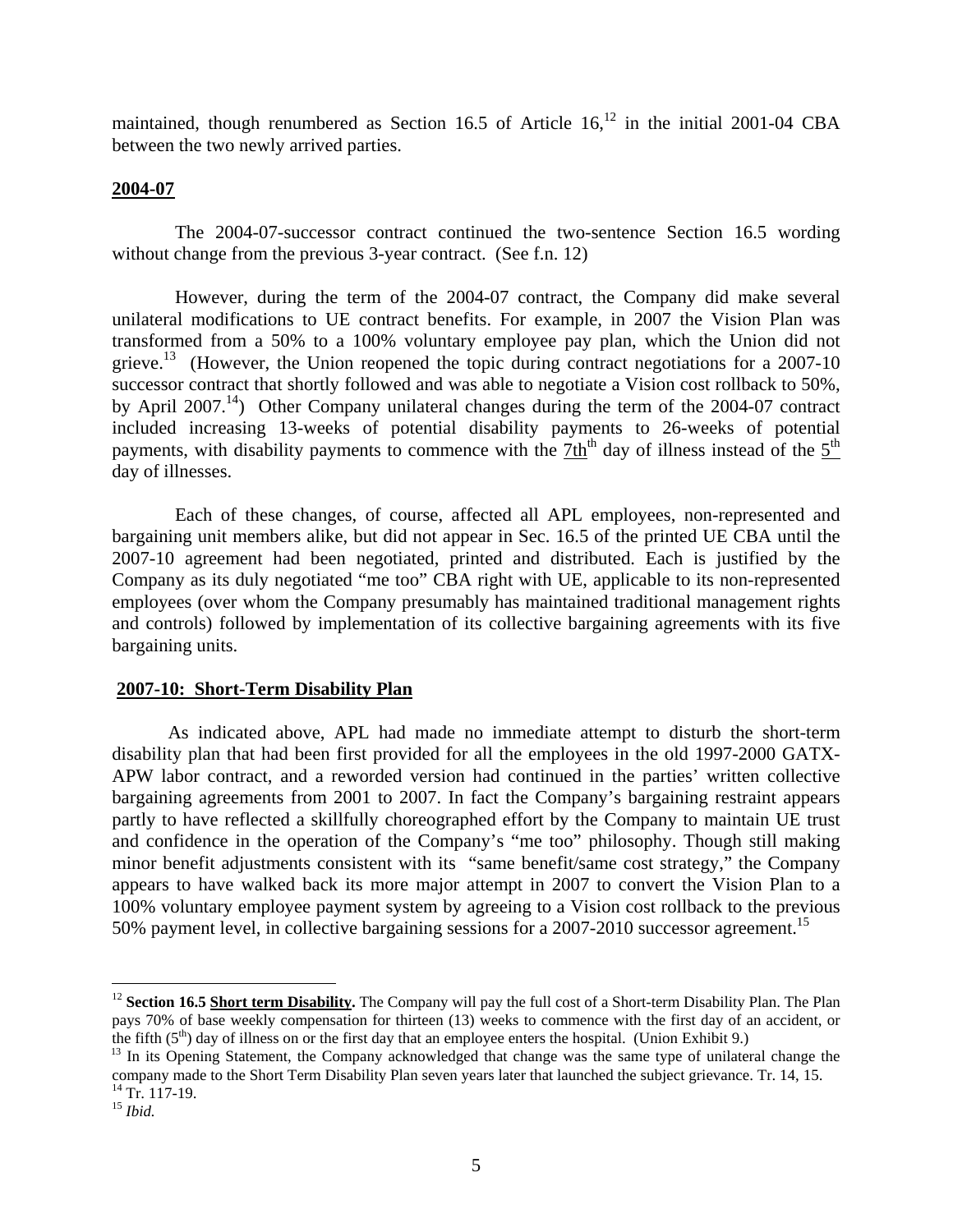maintained, though renumbered as Section 16.5 of Article 16,[12] in the initial 2001-04 CBA between the two newly arrived parties.

**2004-07**

The 2004-07-successor contract continued the two-sentence Section 16.5 wording without change from the previous 3-year contract. (See f.n. 12)

However, during the term of the 2004-07 contract, the Company did make several unilateral modifications to UE contract benefits. For example, in 2007 the Vision Plan was transformed from a 50% to a 100% voluntary employee pay plan, which the Union did not grieve.[13] (However, the Union reopened the topic during contract negotiations for a 2007-10 successor contract that shortly followed and was able to negotiate a Vision cost rollback to 50%, by April 2007.[14]) Other Company unilateral changes during the term of the 2004-07 contract included increasing 13-weeks of potential disability payments to 26-weeks of potential payments, with disability payments to commence with the 7th day of illness instead of the 5th day of illnesses.

Each of these changes, of course, affected all APL employees, non-represented and bargaining unit members alike, but did not appear in Sec. 16.5 of the printed UE CBA until the 2007-10 agreement had been negotiated, printed and distributed. Each is justified by the Company as its duly negotiated "me too" CBA right with UE, applicable to its non-represented employees (over whom the Company presumably has maintained traditional management rights and controls) followed by implementation of its collective bargaining agreements with its five bargaining units.

**2007-10: Short-Term Disability Plan**

As indicated above, APL had made no immediate attempt to disturb the short-term disability plan that had been first provided for all the employees in the old 1997-2000 GATX-APW labor contract, and a reworded version had continued in the parties' written collective bargaining agreements from 2001 to 2007. In fact the Company's bargaining restraint appears partly to have reflected a skillfully choreographed effort by the Company to maintain UE trust and confidence in the operation of the Company's "me too" philosophy. Though still making minor benefit adjustments consistent with its "same benefit/same cost strategy," the Company appears to have walked back its more major attempt in 2007 to convert the Vision Plan to a 100% voluntary employee payment system by agreeing to a Vision cost rollback to the previous 50% payment level, in collective bargaining sessions for a 2007-2010 successor agreement.[15]

---

[12] **Section 16.5 Short term Disability.** The Company will pay the full cost of a Short-term Disability Plan. The Plan pays 70% of base weekly compensation for thirteen (13) weeks to commence with the first day of an accident, or the fifth (5th) day of illness on or the first day that an employee enters the hospital. (Union Exhibit 9.)

[13] In its Opening Statement, the Company acknowledged that change was the same type of unilateral change the company made to the Short Term Disability Plan seven years later that launched the subject grievance. Tr. 14, 15.

[14] Tr. 117-19.

[15] *Ibid.*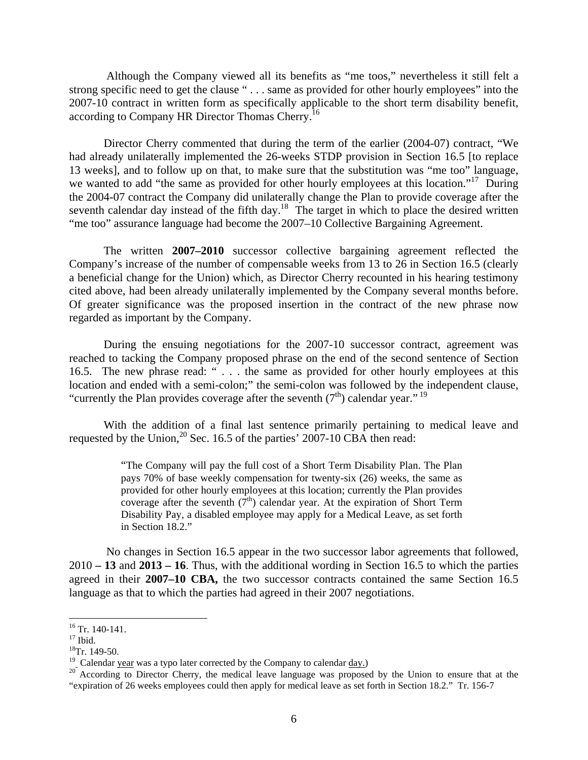Although the Company viewed all its benefits as "me toos," nevertheless it still felt a strong specific need to get the clause " . . . same as provided for other hourly employees" into the 2007-10 contract in written form as specifically applicable to the short term disability benefit, according to Company HR Director Thomas Cherry.[16]

Director Cherry commented that during the term of the earlier (2004-07) contract, "We had already unilaterally implemented the 26-weeks STDP provision in Section 16.5 [to replace 13 weeks], and to follow up on that, to make sure that the substitution was "me too" language, we wanted to add "the same as provided for other hourly employees at this location."[17] During the 2004-07 contract the Company did unilaterally change the Plan to provide coverage after the seventh calendar day instead of the fifth day.[18] The target in which to place the desired written "me too" assurance language had become the 2007–10 Collective Bargaining Agreement.

The written **2007–2010** successor collective bargaining agreement reflected the Company's increase of the number of compensable weeks from 13 to 26 in Section 16.5 (clearly a beneficial change for the Union) which, as Director Cherry recounted in his hearing testimony cited above, had been already unilaterally implemented by the Company several months before. Of greater significance was the proposed insertion in the contract of the new phrase now regarded as important by the Company.

During the ensuing negotiations for the 2007-10 successor contract, agreement was reached to tacking the Company proposed phrase on the end of the second sentence of Section 16.5. The new phrase read: " . . . the same as provided for other hourly employees at this location and ended with a semi-colon;" the semi-colon was followed by the independent clause, "currently the Plan provides coverage after the seventh (7th) calendar year."[19]

With the addition of a final last sentence primarily pertaining to medical leave and requested by the Union,[20] Sec. 16.5 of the parties' 2007-10 CBA then read:

> "The Company will pay the full cost of a Short Term Disability Plan. The Plan pays 70% of base weekly compensation for twenty-six (26) weeks, the same as provided for other hourly employees at this location; currently the Plan provides coverage after the seventh (7th) calendar year. At the expiration of Short Term Disability Pay, a disabled employee may apply for a Medical Leave, as set forth in Section 18.2."

No changes in Section 16.5 appear in the two successor labor agreements that followed, 2010 **– 13** and **2013 – 16**. Thus, with the additional wording in Section 16.5 to which the parties agreed in their **2007–10 CBA,** the two successor contracts contained the same Section 16.5 language as that to which the parties had agreed in their 2007 negotiations.

---

[16] Tr. 140-141.

[17] Ibid.

[18] Tr. 149-50.

[19] Calendar year was a typo later corrected by the Company to calendar day.)

[20] According to Director Cherry, the medical leave language was proposed by the Union to ensure that at the "expiration of 26 weeks employees could then apply for medical leave as set forth in Section 18.2." Tr. 156-7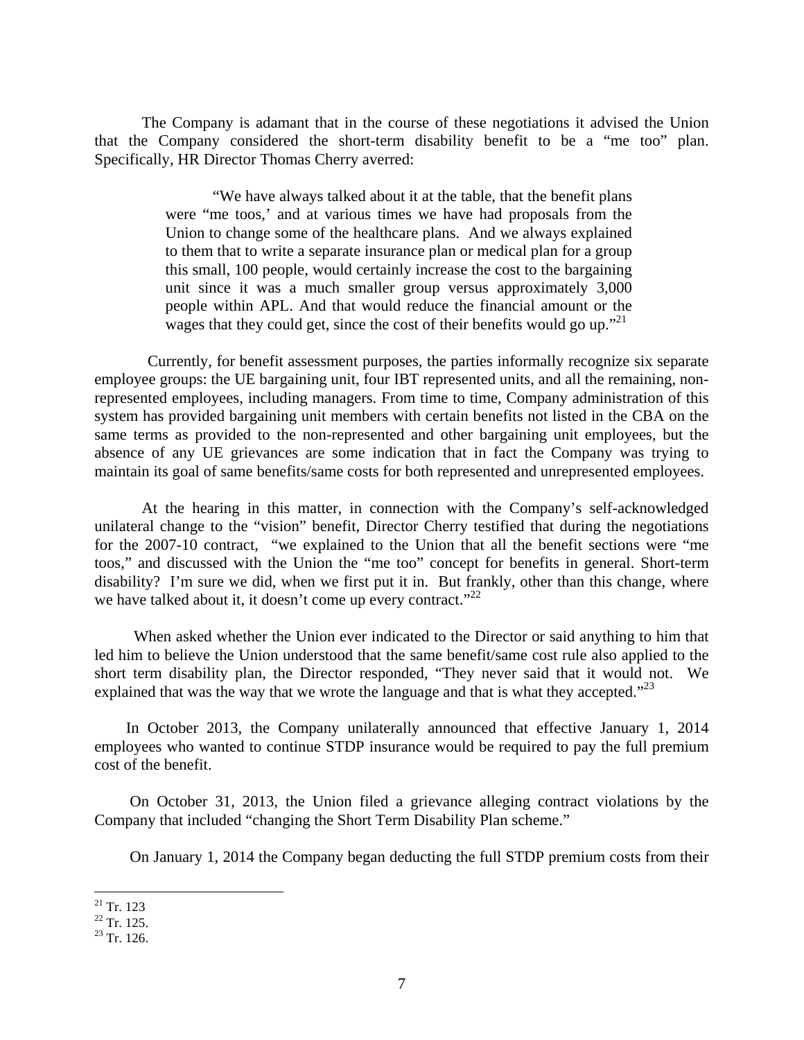The Company is adamant that in the course of these negotiations it advised the Union that the Company considered the short-term disability benefit to be a "me too" plan. Specifically, HR Director Thomas Cherry averred:

> "We have always talked about it at the table, that the benefit plans were "me toos,' and at various times we have had proposals from the Union to change some of the healthcare plans. And we always explained to them that to write a separate insurance plan or medical plan for a group this small, 100 people, would certainly increase the cost to the bargaining unit since it was a much smaller group versus approximately 3,000 people within APL. And that would reduce the financial amount or the wages that they could get, since the cost of their benefits would go up."[21]

Currently, for benefit assessment purposes, the parties informally recognize six separate employee groups: the UE bargaining unit, four IBT represented units, and all the remaining, non-represented employees, including managers. From time to time, Company administration of this system has provided bargaining unit members with certain benefits not listed in the CBA on the same terms as provided to the non-represented and other bargaining unit employees, but the absence of any UE grievances are some indication that in fact the Company was trying to maintain its goal of same benefits/same costs for both represented and unrepresented employees.

At the hearing in this matter, in connection with the Company's self-acknowledged unilateral change to the "vision" benefit, Director Cherry testified that during the negotiations for the 2007-10 contract, "we explained to the Union that all the benefit sections were "me toos," and discussed with the Union the "me too" concept for benefits in general. Short-term disability? I'm sure we did, when we first put it in. But frankly, other than this change, where we have talked about it, it doesn't come up every contract."[22]

When asked whether the Union ever indicated to the Director or said anything to him that led him to believe the Union understood that the same benefit/same cost rule also applied to the short term disability plan, the Director responded, "They never said that it would not. We explained that was the way that we wrote the language and that is what they accepted."[23]

In October 2013, the Company unilaterally announced that effective January 1, 2014 employees who wanted to continue STDP insurance would be required to pay the full premium cost of the benefit.

On October 31, 2013, the Union filed a grievance alleging contract violations by the Company that included "changing the Short Term Disability Plan scheme."

On January 1, 2014 the Company began deducting the full STDP premium costs from their

[21] Tr. 123
[22] Tr. 125.
[23] Tr. 126.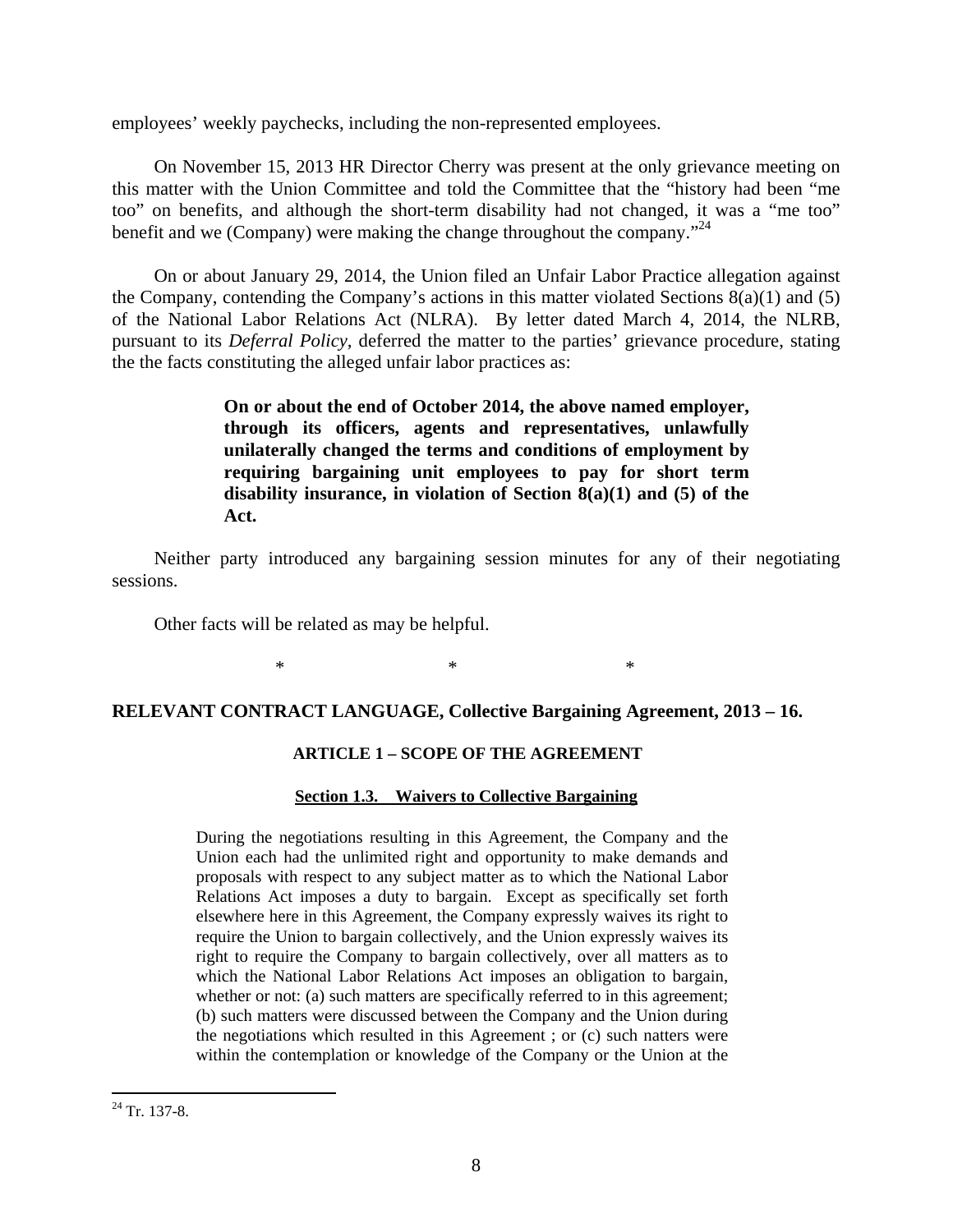employees' weekly paychecks, including the non-represented employees.

On November 15, 2013 HR Director Cherry was present at the only grievance meeting on this matter with the Union Committee and told the Committee that the "history had been "me too" on benefits, and although the short-term disability had not changed, it was a "me too" benefit and we (Company) were making the change throughout the company."[24]

On or about January 29, 2014, the Union filed an Unfair Labor Practice allegation against the Company, contending the Company's actions in this matter violated Sections 8(a)(1) and (5) of the National Labor Relations Act (NLRA). By letter dated March 4, 2014, the NLRB, pursuant to its *Deferral Policy*, deferred the matter to the parties' grievance procedure, stating the the facts constituting the alleged unfair labor practices as:

> **On or about the end of October 2014, the above named employer, through its officers, agents and representatives, unlawfully unilaterally changed the terms and conditions of employment by requiring bargaining unit employees to pay for short term disability insurance, in violation of Section 8(a)(1) and (5) of the Act.**

Neither party introduced any bargaining session minutes for any of their negotiating sessions.

Other facts will be related as may be helpful.

\* \* \*

## RELEVANT CONTRACT LANGUAGE, Collective Bargaining Agreement, 2013 – 16.

### ARTICLE 1 – SCOPE OF THE AGREEMENT

#### Section 1.3. Waivers to Collective Bargaining

> During the negotiations resulting in this Agreement, the Company and the Union each had the unlimited right and opportunity to make demands and proposals with respect to any subject matter as to which the National Labor Relations Act imposes a duty to bargain. Except as specifically set forth elsewhere here in this Agreement, the Company expressly waives its right to require the Union to bargain collectively, and the Union expressly waives its right to require the Company to bargain collectively, over all matters as to which the National Labor Relations Act imposes an obligation to bargain, whether or not: (a) such matters are specifically referred to in this agreement; (b) such matters were discussed between the Company and the Union during the negotiations which resulted in this Agreement ; or (c) such natters were within the contemplation or knowledge of the Company or the Union at the

[24] Tr. 137-8.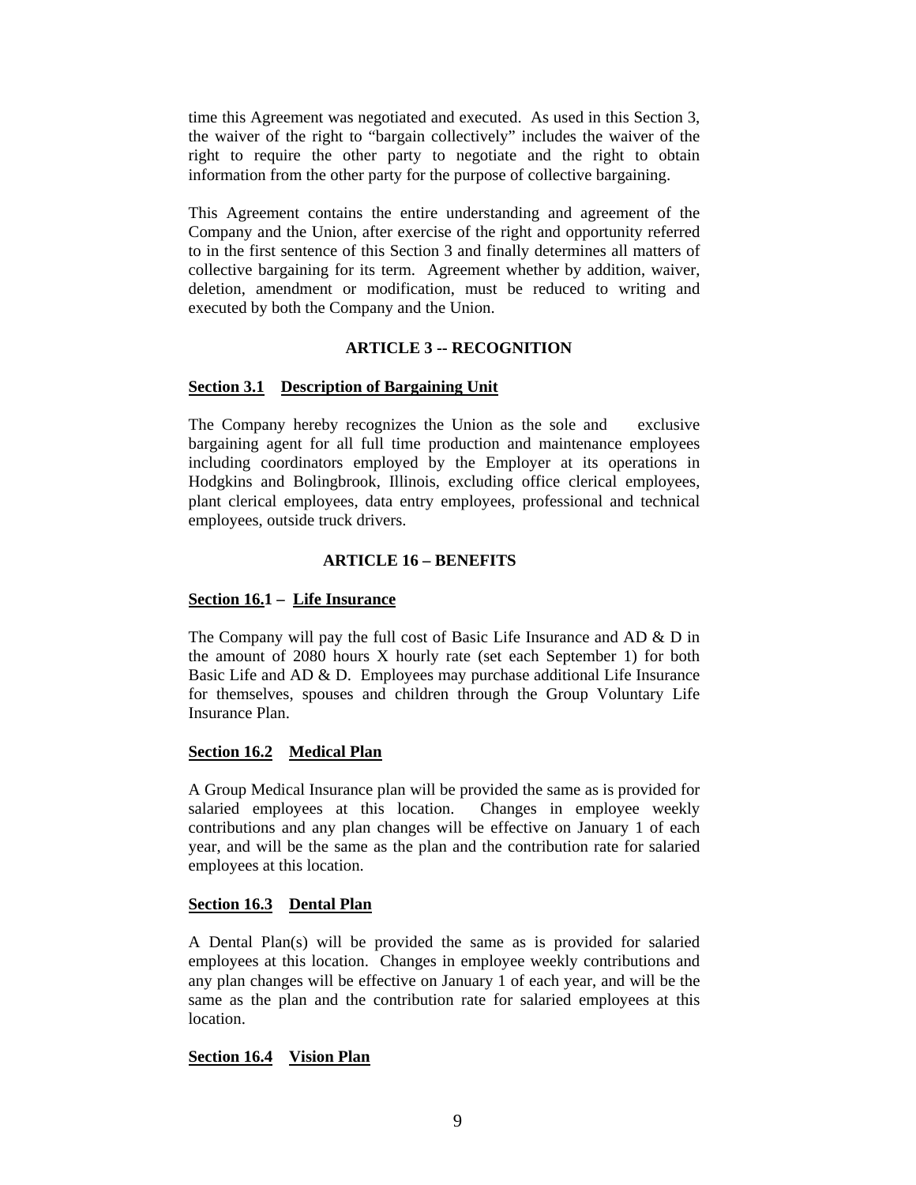time this Agreement was negotiated and executed. As used in this Section 3, the waiver of the right to "bargain collectively" includes the waiver of the right to require the other party to negotiate and the right to obtain information from the other party for the purpose of collective bargaining.

This Agreement contains the entire understanding and agreement of the Company and the Union, after exercise of the right and opportunity referred to in the first sentence of this Section 3 and finally determines all matters of collective bargaining for its term. Agreement whether by addition, waiver, deletion, amendment or modification, must be reduced to writing and executed by both the Company and the Union.

## ARTICLE 3 -- RECOGNITION

**Section 3.1 Description of Bargaining Unit**

The Company hereby recognizes the Union as the sole and exclusive bargaining agent for all full time production and maintenance employees including coordinators employed by the Employer at its operations in Hodgkins and Bolingbrook, Illinois, excluding office clerical employees, plant clerical employees, data entry employees, professional and technical employees, outside truck drivers.

## ARTICLE 16 – BENEFITS

**Section 16.1 – Life Insurance**

The Company will pay the full cost of Basic Life Insurance and AD & D in the amount of 2080 hours X hourly rate (set each September 1) for both Basic Life and AD & D. Employees may purchase additional Life Insurance for themselves, spouses and children through the Group Voluntary Life Insurance Plan.

**Section 16.2 Medical Plan**

A Group Medical Insurance plan will be provided the same as is provided for salaried employees at this location. Changes in employee weekly contributions and any plan changes will be effective on January 1 of each year, and will be the same as the plan and the contribution rate for salaried employees at this location.

**Section 16.3 Dental Plan**

A Dental Plan(s) will be provided the same as is provided for salaried employees at this location. Changes in employee weekly contributions and any plan changes will be effective on January 1 of each year, and will be the same as the plan and the contribution rate for salaried employees at this location.

**Section 16.4 Vision Plan**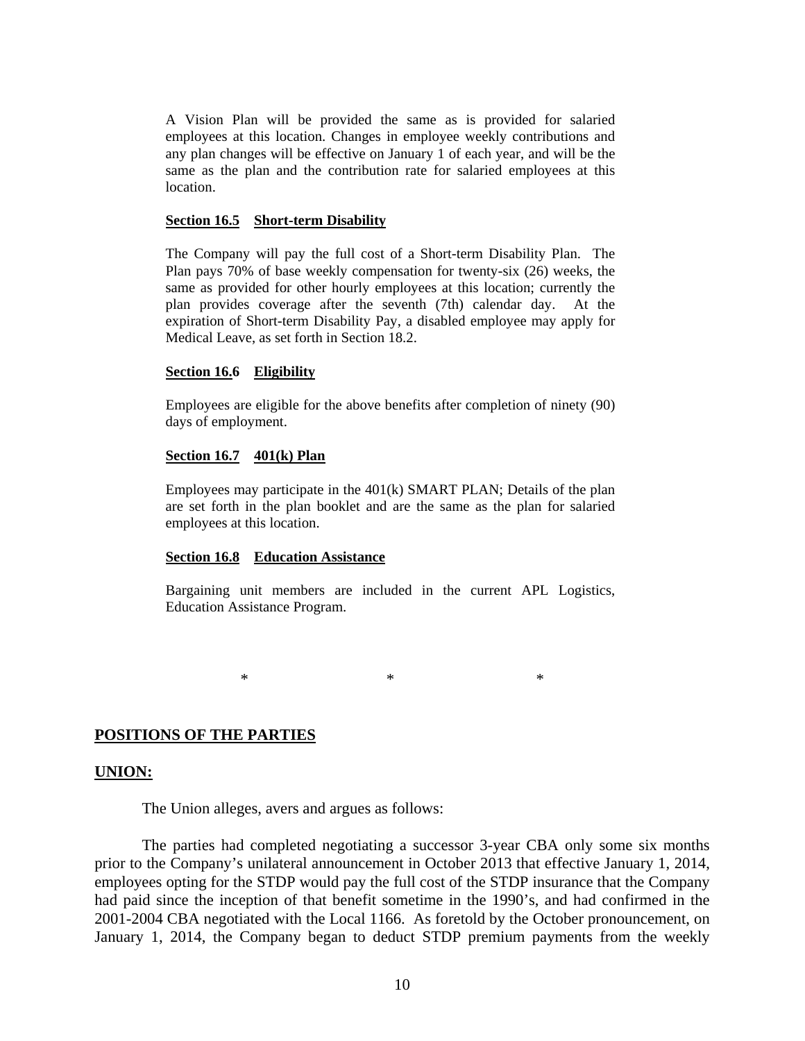A Vision Plan will be provided the same as is provided for salaried employees at this location. Changes in employee weekly contributions and any plan changes will be effective on January 1 of each year, and will be the same as the plan and the contribution rate for salaried employees at this location.

**Section 16.5 Short-term Disability**

The Company will pay the full cost of a Short-term Disability Plan. The Plan pays 70% of base weekly compensation for twenty-six (26) weeks, the same as provided for other hourly employees at this location; currently the plan provides coverage after the seventh (7th) calendar day. At the expiration of Short-term Disability Pay, a disabled employee may apply for Medical Leave, as set forth in Section 18.2.

**Section 16.6 Eligibility**

Employees are eligible for the above benefits after completion of ninety (90) days of employment.

**Section 16.7 401(k) Plan**

Employees may participate in the 401(k) SMART PLAN; Details of the plan are set forth in the plan booklet and are the same as the plan for salaried employees at this location.

**Section 16.8 Education Assistance**

Bargaining unit members are included in the current APL Logistics, Education Assistance Program.

\* \* \*

## POSITIONS OF THE PARTIES

### UNION:

The Union alleges, avers and argues as follows:

The parties had completed negotiating a successor 3-year CBA only some six months prior to the Company's unilateral announcement in October 2013 that effective January 1, 2014, employees opting for the STDP would pay the full cost of the STDP insurance that the Company had paid since the inception of that benefit sometime in the 1990's, and had confirmed in the 2001-2004 CBA negotiated with the Local 1166. As foretold by the October pronouncement, on January 1, 2014, the Company began to deduct STDP premium payments from the weekly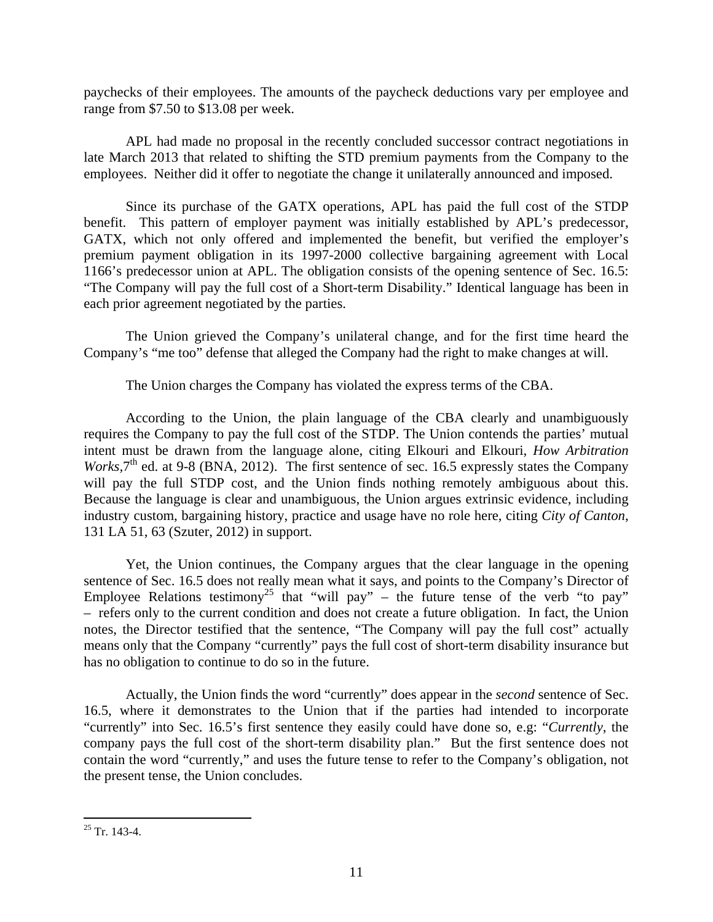paychecks of their employees. The amounts of the paycheck deductions vary per employee and range from $7.50 to $13.08 per week.

APL had made no proposal in the recently concluded successor contract negotiations in late March 2013 that related to shifting the STD premium payments from the Company to the employees. Neither did it offer to negotiate the change it unilaterally announced and imposed.

Since its purchase of the GATX operations, APL has paid the full cost of the STDP benefit. This pattern of employer payment was initially established by APL's predecessor, GATX, which not only offered and implemented the benefit, but verified the employer's premium payment obligation in its 1997-2000 collective bargaining agreement with Local 1166's predecessor union at APL. The obligation consists of the opening sentence of Sec. 16.5: "The Company will pay the full cost of a Short-term Disability." Identical language has been in each prior agreement negotiated by the parties.

The Union grieved the Company's unilateral change, and for the first time heard the Company's "me too" defense that alleged the Company had the right to make changes at will.

The Union charges the Company has violated the express terms of the CBA.

According to the Union, the plain language of the CBA clearly and unambiguously requires the Company to pay the full cost of the STDP. The Union contends the parties' mutual intent must be drawn from the language alone, citing Elkouri and Elkouri, *How Arbitration Works*, 7th ed. at 9-8 (BNA, 2012). The first sentence of sec. 16.5 expressly states the Company will pay the full STDP cost, and the Union finds nothing remotely ambiguous about this. Because the language is clear and unambiguous, the Union argues extrinsic evidence, including industry custom, bargaining history, practice and usage have no role here, citing *City of Canton*, 131 LA 51, 63 (Szuter, 2012) in support.

Yet, the Union continues, the Company argues that the clear language in the opening sentence of Sec. 16.5 does not really mean what it says, and points to the Company's Director of Employee Relations testimony[25] that "will pay" – the future tense of the verb "to pay" – refers only to the current condition and does not create a future obligation. In fact, the Union notes, the Director testified that the sentence, "The Company will pay the full cost" actually means only that the Company "currently" pays the full cost of short-term disability insurance but has no obligation to continue to do so in the future.

Actually, the Union finds the word "currently" does appear in the *second* sentence of Sec. 16.5, where it demonstrates to the Union that if the parties had intended to incorporate "currently" into Sec. 16.5's first sentence they easily could have done so, e.g: "*Currently*, the company pays the full cost of the short-term disability plan." But the first sentence does not contain the word "currently," and uses the future tense to refer to the Company's obligation, not the present tense, the Union concludes.

---

[25] Tr. 143-4.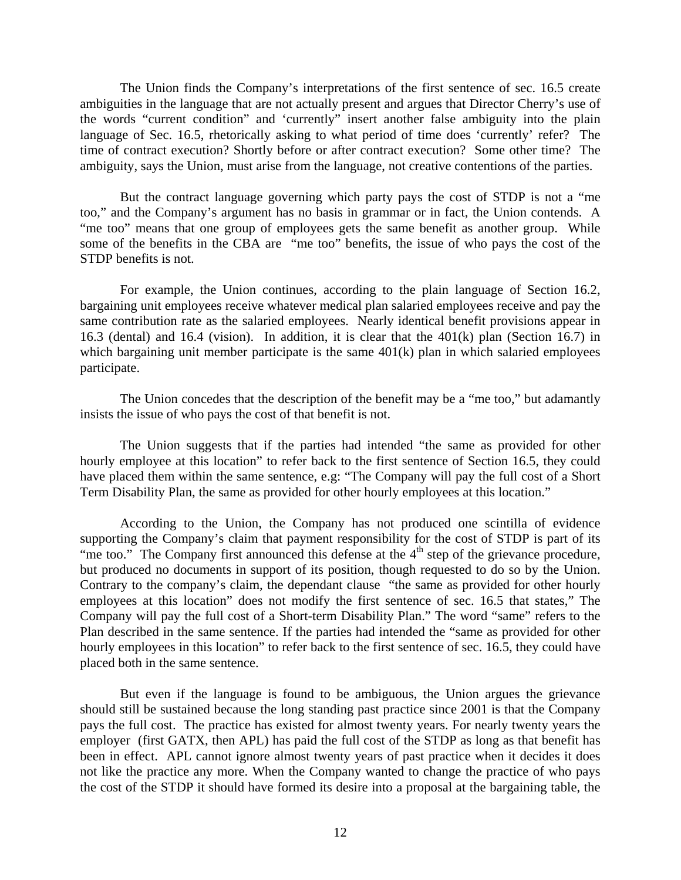The Union finds the Company's interpretations of the first sentence of sec. 16.5 create ambiguities in the language that are not actually present and argues that Director Cherry's use of the words "current condition" and 'currently" insert another false ambiguity into the plain language of Sec. 16.5, rhetorically asking to what period of time does 'currently' refer? The time of contract execution? Shortly before or after contract execution? Some other time? The ambiguity, says the Union, must arise from the language, not creative contentions of the parties.

But the contract language governing which party pays the cost of STDP is not a "me too," and the Company's argument has no basis in grammar or in fact, the Union contends. A "me too" means that one group of employees gets the same benefit as another group. While some of the benefits in the CBA are "me too" benefits, the issue of who pays the cost of the STDP benefits is not.

For example, the Union continues, according to the plain language of Section 16.2, bargaining unit employees receive whatever medical plan salaried employees receive and pay the same contribution rate as the salaried employees. Nearly identical benefit provisions appear in 16.3 (dental) and 16.4 (vision). In addition, it is clear that the 401(k) plan (Section 16.7) in which bargaining unit member participate is the same 401(k) plan in which salaried employees participate.

The Union concedes that the description of the benefit may be a "me too," but adamantly insists the issue of who pays the cost of that benefit is not.

The Union suggests that if the parties had intended "the same as provided for other hourly employee at this location" to refer back to the first sentence of Section 16.5, they could have placed them within the same sentence, e.g: "The Company will pay the full cost of a Short Term Disability Plan, the same as provided for other hourly employees at this location."

According to the Union, the Company has not produced one scintilla of evidence supporting the Company's claim that payment responsibility for the cost of STDP is part of its "me too." The Company first announced this defense at the 4th step of the grievance procedure, but produced no documents in support of its position, though requested to do so by the Union. Contrary to the company's claim, the dependant clause "the same as provided for other hourly employees at this location" does not modify the first sentence of sec. 16.5 that states," The Company will pay the full cost of a Short-term Disability Plan." The word "same" refers to the Plan described in the same sentence. If the parties had intended the "same as provided for other hourly employees in this location" to refer back to the first sentence of sec. 16.5, they could have placed both in the same sentence.

But even if the language is found to be ambiguous, the Union argues the grievance should still be sustained because the long standing past practice since 2001 is that the Company pays the full cost. The practice has existed for almost twenty years. For nearly twenty years the employer (first GATX, then APL) has paid the full cost of the STDP as long as that benefit has been in effect. APL cannot ignore almost twenty years of past practice when it decides it does not like the practice any more. When the Company wanted to change the practice of who pays the cost of the STDP it should have formed its desire into a proposal at the bargaining table, the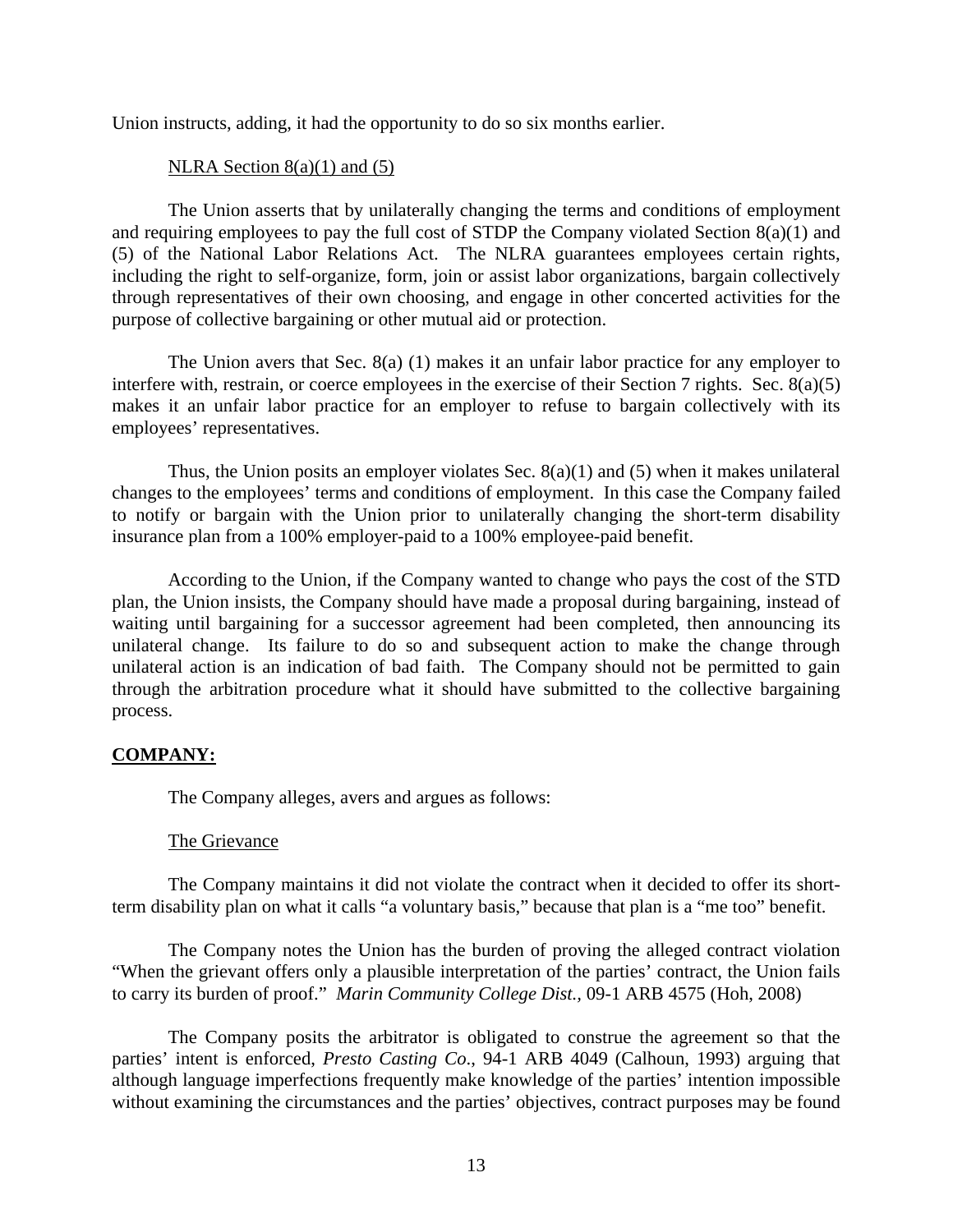Union instructs, adding, it had the opportunity to do so six months earlier.

NLRA Section 8(a)(1) and (5)

The Union asserts that by unilaterally changing the terms and conditions of employment and requiring employees to pay the full cost of STDP the Company violated Section 8(a)(1) and (5) of the National Labor Relations Act. The NLRA guarantees employees certain rights, including the right to self-organize, form, join or assist labor organizations, bargain collectively through representatives of their own choosing, and engage in other concerted activities for the purpose of collective bargaining or other mutual aid or protection.

The Union avers that Sec. 8(a) (1) makes it an unfair labor practice for any employer to interfere with, restrain, or coerce employees in the exercise of their Section 7 rights. Sec. 8(a)(5) makes it an unfair labor practice for an employer to refuse to bargain collectively with its employees' representatives.

Thus, the Union posits an employer violates Sec. 8(a)(1) and (5) when it makes unilateral changes to the employees' terms and conditions of employment. In this case the Company failed to notify or bargain with the Union prior to unilaterally changing the short-term disability insurance plan from a 100% employer-paid to a 100% employee-paid benefit.

According to the Union, if the Company wanted to change who pays the cost of the STD plan, the Union insists, the Company should have made a proposal during bargaining, instead of waiting until bargaining for a successor agreement had been completed, then announcing its unilateral change. Its failure to do so and subsequent action to make the change through unilateral action is an indication of bad faith. The Company should not be permitted to gain through the arbitration procedure what it should have submitted to the collective bargaining process.

**COMPANY:**

The Company alleges, avers and argues as follows:

The Grievance

The Company maintains it did not violate the contract when it decided to offer its short-term disability plan on what it calls "a voluntary basis," because that plan is a "me too" benefit.

The Company notes the Union has the burden of proving the alleged contract violation "When the grievant offers only a plausible interpretation of the parties' contract, the Union fails to carry its burden of proof." *Marin Community College Dist.*, 09-1 ARB 4575 (Hoh, 2008)

The Company posits the arbitrator is obligated to construe the agreement so that the parties' intent is enforced, *Presto Casting Co*., 94-1 ARB 4049 (Calhoun, 1993) arguing that although language imperfections frequently make knowledge of the parties' intention impossible without examining the circumstances and the parties' objectives, contract purposes may be found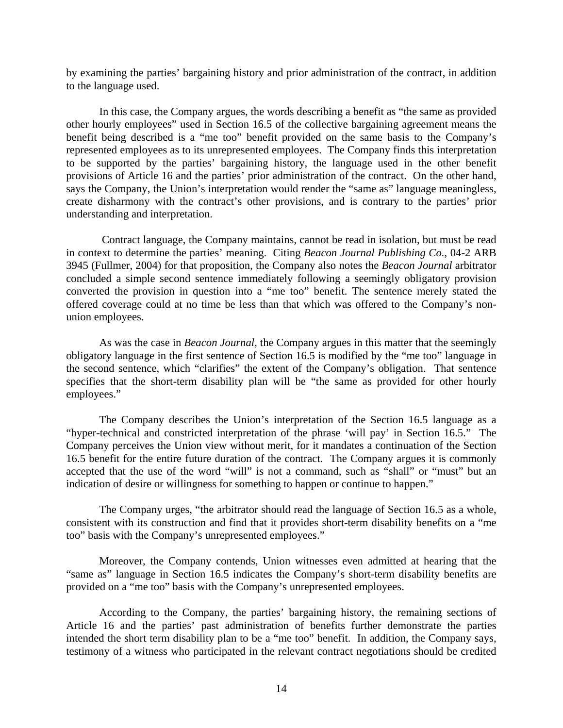by examining the parties' bargaining history and prior administration of the contract, in addition to the language used.

In this case, the Company argues, the words describing a benefit as "the same as provided other hourly employees" used in Section 16.5 of the collective bargaining agreement means the benefit being described is a "me too" benefit provided on the same basis to the Company's represented employees as to its unrepresented employees. The Company finds this interpretation to be supported by the parties' bargaining history, the language used in the other benefit provisions of Article 16 and the parties' prior administration of the contract. On the other hand, says the Company, the Union's interpretation would render the "same as" language meaningless, create disharmony with the contract's other provisions, and is contrary to the parties' prior understanding and interpretation.

Contract language, the Company maintains, cannot be read in isolation, but must be read in context to determine the parties' meaning. Citing *Beacon Journal Publishing Co.*, 04-2 ARB 3945 (Fullmer, 2004) for that proposition, the Company also notes the *Beacon Journal* arbitrator concluded a simple second sentence immediately following a seemingly obligatory provision converted the provision in question into a "me too" benefit. The sentence merely stated the offered coverage could at no time be less than that which was offered to the Company's non-union employees.

As was the case in *Beacon Journal*, the Company argues in this matter that the seemingly obligatory language in the first sentence of Section 16.5 is modified by the "me too" language in the second sentence, which "clarifies" the extent of the Company's obligation. That sentence specifies that the short-term disability plan will be "the same as provided for other hourly employees."

The Company describes the Union's interpretation of the Section 16.5 language as a "hyper-technical and constricted interpretation of the phrase 'will pay' in Section 16.5." The Company perceives the Union view without merit, for it mandates a continuation of the Section 16.5 benefit for the entire future duration of the contract. The Company argues it is commonly accepted that the use of the word "will" is not a command, such as "shall" or "must" but an indication of desire or willingness for something to happen or continue to happen."

The Company urges, "the arbitrator should read the language of Section 16.5 as a whole, consistent with its construction and find that it provides short-term disability benefits on a "me too" basis with the Company's unrepresented employees."

Moreover, the Company contends, Union witnesses even admitted at hearing that the "same as" language in Section 16.5 indicates the Company's short-term disability benefits are provided on a "me too" basis with the Company's unrepresented employees.

According to the Company, the parties' bargaining history, the remaining sections of Article 16 and the parties' past administration of benefits further demonstrate the parties intended the short term disability plan to be a "me too" benefit. In addition, the Company says, testimony of a witness who participated in the relevant contract negotiations should be credited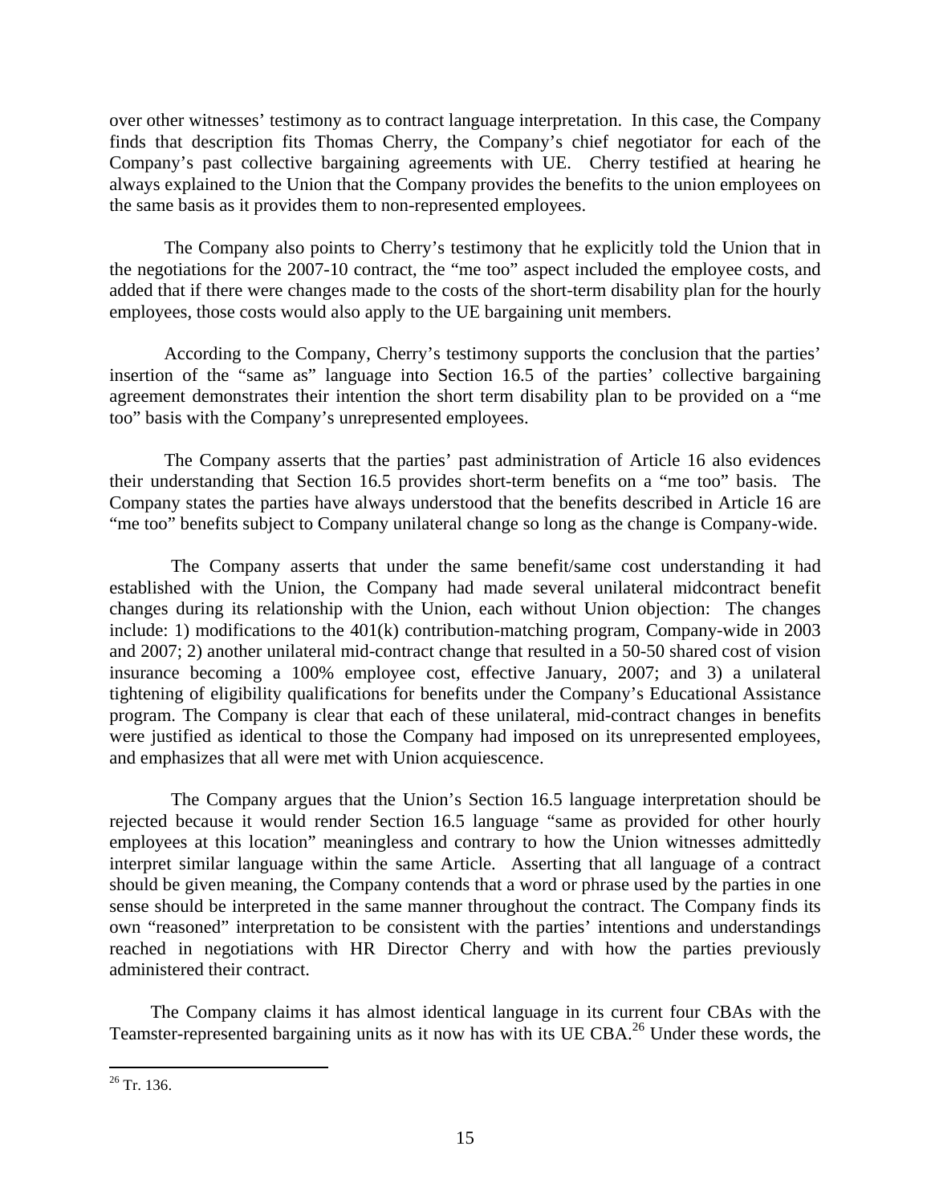over other witnesses' testimony as to contract language interpretation. In this case, the Company finds that description fits Thomas Cherry, the Company's chief negotiator for each of the Company's past collective bargaining agreements with UE. Cherry testified at hearing he always explained to the Union that the Company provides the benefits to the union employees on the same basis as it provides them to non-represented employees.

The Company also points to Cherry's testimony that he explicitly told the Union that in the negotiations for the 2007-10 contract, the "me too" aspect included the employee costs, and added that if there were changes made to the costs of the short-term disability plan for the hourly employees, those costs would also apply to the UE bargaining unit members.

According to the Company, Cherry's testimony supports the conclusion that the parties' insertion of the "same as" language into Section 16.5 of the parties' collective bargaining agreement demonstrates their intention the short term disability plan to be provided on a "me too" basis with the Company's unrepresented employees.

The Company asserts that the parties' past administration of Article 16 also evidences their understanding that Section 16.5 provides short-term benefits on a "me too" basis. The Company states the parties have always understood that the benefits described in Article 16 are "me too" benefits subject to Company unilateral change so long as the change is Company-wide.

The Company asserts that under the same benefit/same cost understanding it had established with the Union, the Company had made several unilateral midcontract benefit changes during its relationship with the Union, each without Union objection: The changes include: 1) modifications to the 401(k) contribution-matching program, Company-wide in 2003 and 2007; 2) another unilateral mid-contract change that resulted in a 50-50 shared cost of vision insurance becoming a 100% employee cost, effective January, 2007; and 3) a unilateral tightening of eligibility qualifications for benefits under the Company's Educational Assistance program. The Company is clear that each of these unilateral, mid-contract changes in benefits were justified as identical to those the Company had imposed on its unrepresented employees, and emphasizes that all were met with Union acquiescence.

The Company argues that the Union's Section 16.5 language interpretation should be rejected because it would render Section 16.5 language "same as provided for other hourly employees at this location" meaningless and contrary to how the Union witnesses admittedly interpret similar language within the same Article. Asserting that all language of a contract should be given meaning, the Company contends that a word or phrase used by the parties in one sense should be interpreted in the same manner throughout the contract. The Company finds its own "reasoned" interpretation to be consistent with the parties' intentions and understandings reached in negotiations with HR Director Cherry and with how the parties previously administered their contract.

The Company claims it has almost identical language in its current four CBAs with the Teamster-represented bargaining units as it now has with its UE CBA.[26] Under these words, the

---

[26] Tr. 136.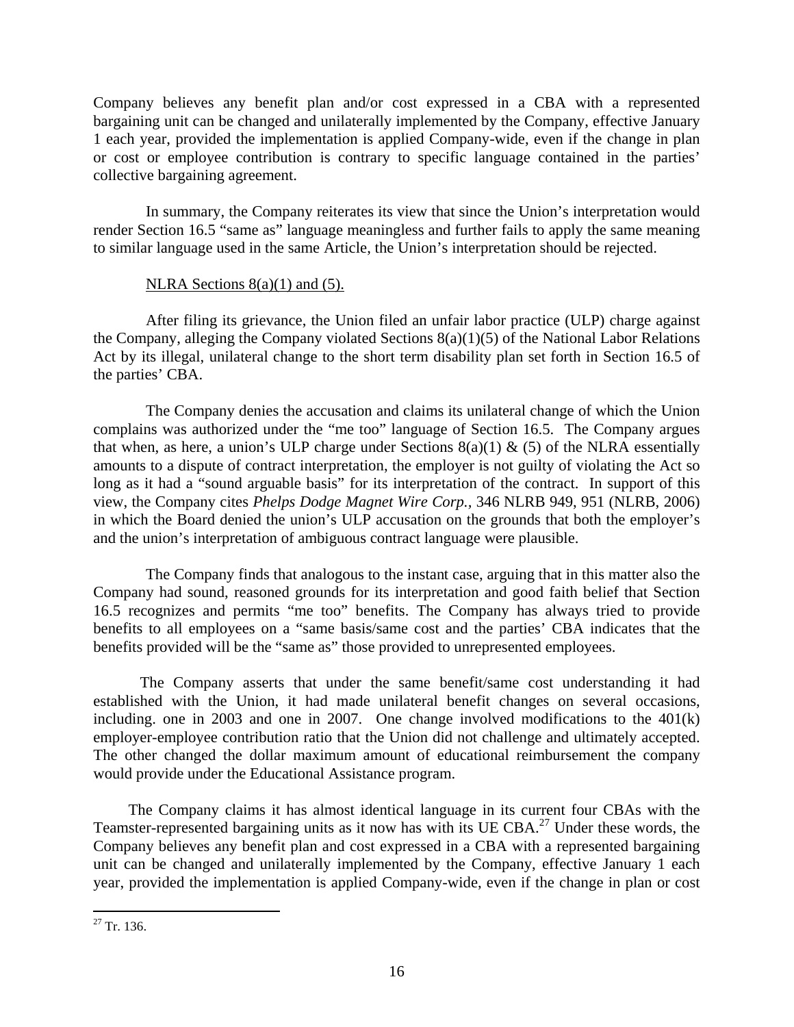Company believes any benefit plan and/or cost expressed in a CBA with a represented bargaining unit can be changed and unilaterally implemented by the Company, effective January 1 each year, provided the implementation is applied Company-wide, even if the change in plan or cost or employee contribution is contrary to specific language contained in the parties' collective bargaining agreement.

In summary, the Company reiterates its view that since the Union's interpretation would render Section 16.5 "same as" language meaningless and further fails to apply the same meaning to similar language used in the same Article, the Union's interpretation should be rejected.

NLRA Sections 8(a)(1) and (5).

After filing its grievance, the Union filed an unfair labor practice (ULP) charge against the Company, alleging the Company violated Sections 8(a)(1)(5) of the National Labor Relations Act by its illegal, unilateral change to the short term disability plan set forth in Section 16.5 of the parties' CBA.

The Company denies the accusation and claims its unilateral change of which the Union complains was authorized under the "me too" language of Section 16.5. The Company argues that when, as here, a union's ULP charge under Sections 8(a)(1) & (5) of the NLRA essentially amounts to a dispute of contract interpretation, the employer is not guilty of violating the Act so long as it had a "sound arguable basis" for its interpretation of the contract. In support of this view, the Company cites *Phelps Dodge Magnet Wire Corp.*, 346 NLRB 949, 951 (NLRB, 2006) in which the Board denied the union's ULP accusation on the grounds that both the employer's and the union's interpretation of ambiguous contract language were plausible.

The Company finds that analogous to the instant case, arguing that in this matter also the Company had sound, reasoned grounds for its interpretation and good faith belief that Section 16.5 recognizes and permits "me too" benefits. The Company has always tried to provide benefits to all employees on a "same basis/same cost and the parties' CBA indicates that the benefits provided will be the "same as" those provided to unrepresented employees.

The Company asserts that under the same benefit/same cost understanding it had established with the Union, it had made unilateral benefit changes on several occasions, including. one in 2003 and one in 2007. One change involved modifications to the 401(k) employer-employee contribution ratio that the Union did not challenge and ultimately accepted. The other changed the dollar maximum amount of educational reimbursement the company would provide under the Educational Assistance program.

The Company claims it has almost identical language in its current four CBAs with the Teamster-represented bargaining units as it now has with its UE CBA.[27] Under these words, the Company believes any benefit plan and cost expressed in a CBA with a represented bargaining unit can be changed and unilaterally implemented by the Company, effective January 1 each year, provided the implementation is applied Company-wide, even if the change in plan or cost

[27] Tr. 136.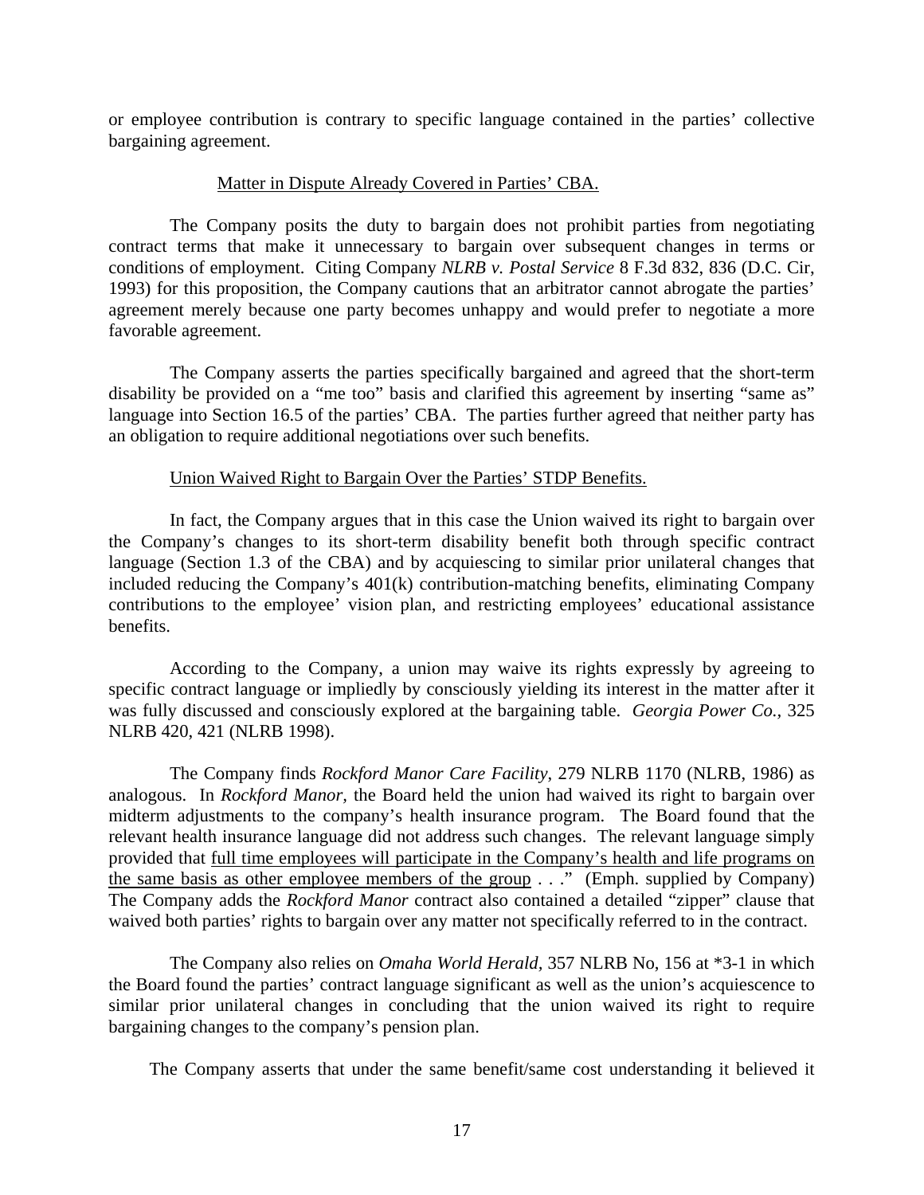or employee contribution is contrary to specific language contained in the parties' collective bargaining agreement.

<u>Matter in Dispute Already Covered in Parties' CBA.</u>

The Company posits the duty to bargain does not prohibit parties from negotiating contract terms that make it unnecessary to bargain over subsequent changes in terms or conditions of employment. Citing Company *NLRB v. Postal Service* 8 F.3d 832, 836 (D.C. Cir, 1993) for this proposition, the Company cautions that an arbitrator cannot abrogate the parties' agreement merely because one party becomes unhappy and would prefer to negotiate a more favorable agreement.

The Company asserts the parties specifically bargained and agreed that the short-term disability be provided on a "me too" basis and clarified this agreement by inserting "same as" language into Section 16.5 of the parties' CBA. The parties further agreed that neither party has an obligation to require additional negotiations over such benefits.

<u>Union Waived Right to Bargain Over the Parties' STDP Benefits.</u>

In fact, the Company argues that in this case the Union waived its right to bargain over the Company's changes to its short-term disability benefit both through specific contract language (Section 1.3 of the CBA) and by acquiescing to similar prior unilateral changes that included reducing the Company's 401(k) contribution-matching benefits, eliminating Company contributions to the employee' vision plan, and restricting employees' educational assistance benefits.

According to the Company, a union may waive its rights expressly by agreeing to specific contract language or impliedly by consciously yielding its interest in the matter after it was fully discussed and consciously explored at the bargaining table. *Georgia Power Co.*, 325 NLRB 420, 421 (NLRB 1998).

The Company finds *Rockford Manor Care Facility*, 279 NLRB 1170 (NLRB, 1986) as analogous. In *Rockford Manor,* the Board held the union had waived its right to bargain over midterm adjustments to the company's health insurance program. The Board found that the relevant health insurance language did not address such changes. The relevant language simply provided that <u>full time employees will participate in the Company's health and life programs on the same basis as other employee members of the group</u> . . ." (Emph. supplied by Company) The Company adds the *Rockford Manor* contract also contained a detailed "zipper" clause that waived both parties' rights to bargain over any matter not specifically referred to in the contract.

The Company also relies on *Omaha World Herald*, 357 NLRB No, 156 at *3-1 in which the Board found the parties' contract language significant as well as the union's acquiescence to similar prior unilateral changes in concluding that the union waived its right to require bargaining changes to the company's pension plan.

The Company asserts that under the same benefit/same cost understanding it believed it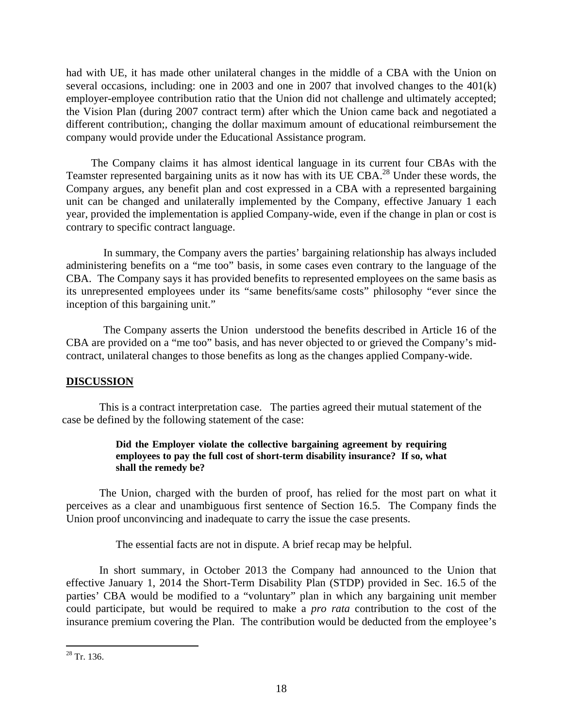had with UE, it has made other unilateral changes in the middle of a CBA with the Union on several occasions, including: one in 2003 and one in 2007 that involved changes to the 401(k) employer-employee contribution ratio that the Union did not challenge and ultimately accepted; the Vision Plan (during 2007 contract term) after which the Union came back and negotiated a different contribution;, changing the dollar maximum amount of educational reimbursement the company would provide under the Educational Assistance program.

The Company claims it has almost identical language in its current four CBAs with the Teamster represented bargaining units as it now has with its UE CBA.[28] Under these words, the Company argues, any benefit plan and cost expressed in a CBA with a represented bargaining unit can be changed and unilaterally implemented by the Company, effective January 1 each year, provided the implementation is applied Company-wide, even if the change in plan or cost is contrary to specific contract language.

In summary, the Company avers the parties' bargaining relationship has always included administering benefits on a "me too" basis, in some cases even contrary to the language of the CBA. The Company says it has provided benefits to represented employees on the same basis as its unrepresented employees under its "same benefits/same costs" philosophy "ever since the inception of this bargaining unit."

The Company asserts the Union understood the benefits described in Article 16 of the CBA are provided on a "me too" basis, and has never objected to or grieved the Company's mid-contract, unilateral changes to those benefits as long as the changes applied Company-wide.

## DISCUSSION

This is a contract interpretation case. The parties agreed their mutual statement of the case be defined by the following statement of the case:

> **Did the Employer violate the collective bargaining agreement by requiring employees to pay the full cost of short-term disability insurance? If so, what shall the remedy be?**

The Union, charged with the burden of proof, has relied for the most part on what it perceives as a clear and unambiguous first sentence of Section 16.5. The Company finds the Union proof unconvincing and inadequate to carry the issue the case presents.

The essential facts are not in dispute. A brief recap may be helpful.

In short summary, in October 2013 the Company had announced to the Union that effective January 1, 2014 the Short-Term Disability Plan (STDP) provided in Sec. 16.5 of the parties' CBA would be modified to a "voluntary" plan in which any bargaining unit member could participate, but would be required to make a *pro rata* contribution to the cost of the insurance premium covering the Plan. The contribution would be deducted from the employee's

---

[28] Tr. 136.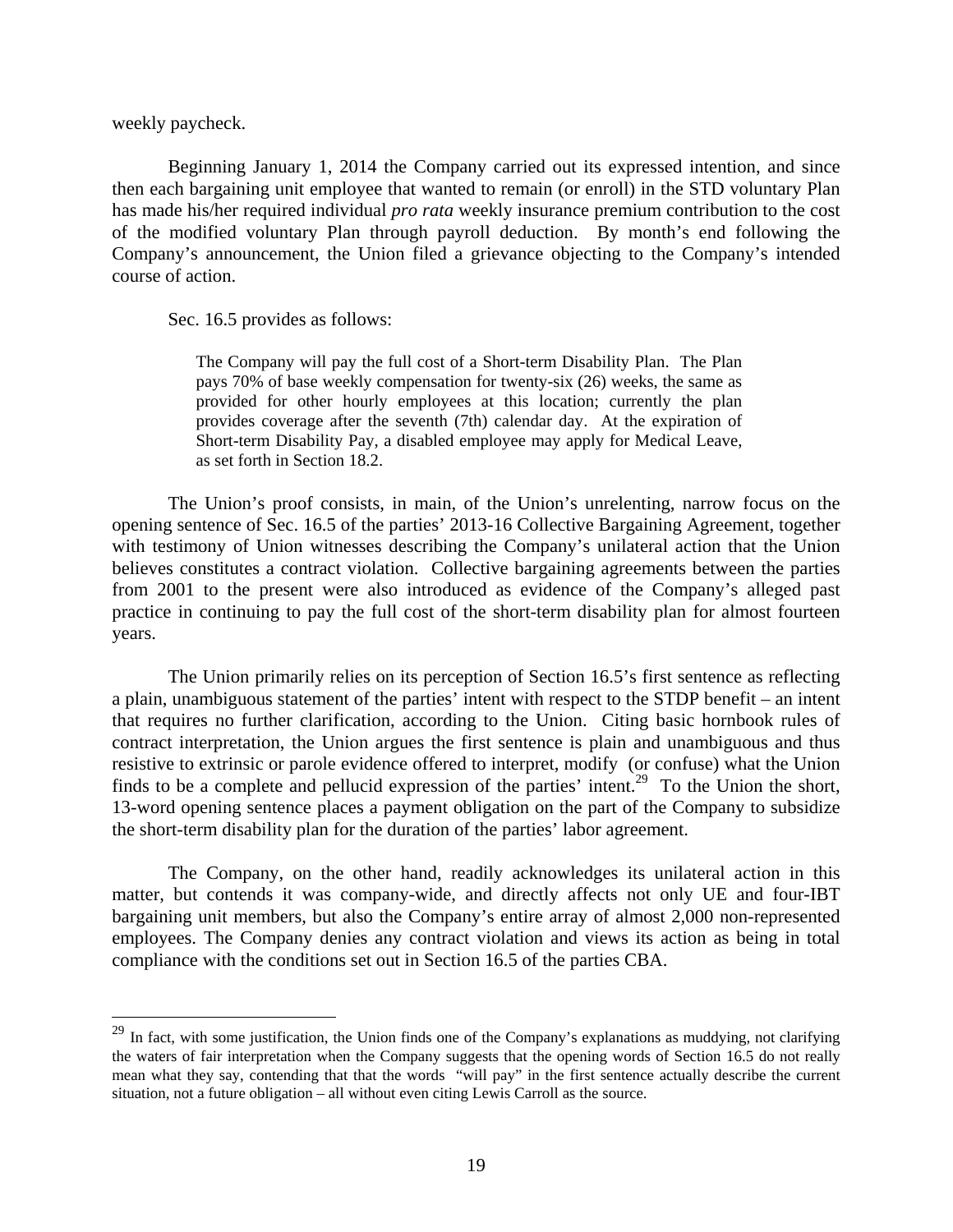weekly paycheck.

Beginning January 1, 2014 the Company carried out its expressed intention, and since then each bargaining unit employee that wanted to remain (or enroll) in the STD voluntary Plan has made his/her required individual *pro rata* weekly insurance premium contribution to the cost of the modified voluntary Plan through payroll deduction. By month's end following the Company's announcement, the Union filed a grievance objecting to the Company's intended course of action.

Sec. 16.5 provides as follows:

> The Company will pay the full cost of a Short-term Disability Plan. The Plan pays 70% of base weekly compensation for twenty-six (26) weeks, the same as provided for other hourly employees at this location; currently the plan provides coverage after the seventh (7th) calendar day. At the expiration of Short-term Disability Pay, a disabled employee may apply for Medical Leave, as set forth in Section 18.2.

The Union's proof consists, in main, of the Union's unrelenting, narrow focus on the opening sentence of Sec. 16.5 of the parties' 2013-16 Collective Bargaining Agreement, together with testimony of Union witnesses describing the Company's unilateral action that the Union believes constitutes a contract violation. Collective bargaining agreements between the parties from 2001 to the present were also introduced as evidence of the Company's alleged past practice in continuing to pay the full cost of the short-term disability plan for almost fourteen years.

The Union primarily relies on its perception of Section 16.5's first sentence as reflecting a plain, unambiguous statement of the parties' intent with respect to the STDP benefit – an intent that requires no further clarification, according to the Union. Citing basic hornbook rules of contract interpretation, the Union argues the first sentence is plain and unambiguous and thus resistive to extrinsic or parole evidence offered to interpret, modify (or confuse) what the Union finds to be a complete and pellucid expression of the parties' intent.[29] To the Union the short, 13-word opening sentence places a payment obligation on the part of the Company to subsidize the short-term disability plan for the duration of the parties' labor agreement.

The Company, on the other hand, readily acknowledges its unilateral action in this matter, but contends it was company-wide, and directly affects not only UE and four-IBT bargaining unit members, but also the Company's entire array of almost 2,000 non-represented employees. The Company denies any contract violation and views its action as being in total compliance with the conditions set out in Section 16.5 of the parties CBA.

---

[29] In fact, with some justification, the Union finds one of the Company's explanations as muddying, not clarifying the waters of fair interpretation when the Company suggests that the opening words of Section 16.5 do not really mean what they say, contending that that the words "will pay" in the first sentence actually describe the current situation, not a future obligation – all without even citing Lewis Carroll as the source.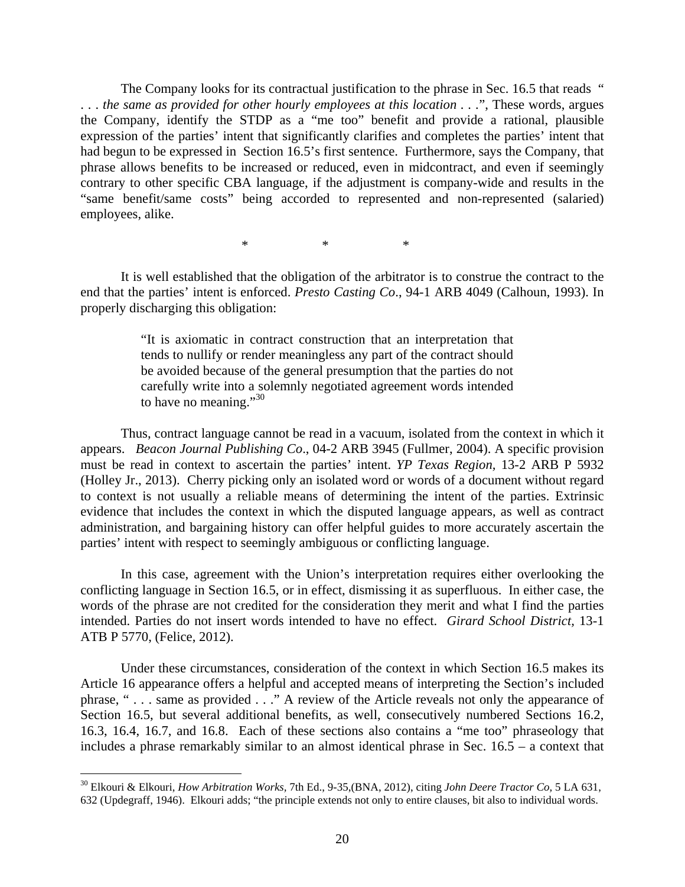The Company looks for its contractual justification to the phrase in Sec. 16.5 that reads " . . . *the same as provided for other hourly employees at this location* . . .", These words, argues the Company, identify the STDP as a "me too" benefit and provide a rational, plausible expression of the parties' intent that significantly clarifies and completes the parties' intent that had begun to be expressed in Section 16.5's first sentence. Furthermore, says the Company, that phrase allows benefits to be increased or reduced, even in midcontract, and even if seemingly contrary to other specific CBA language, if the adjustment is company-wide and results in the "same benefit/same costs" being accorded to represented and non-represented (salaried) employees, alike.

\* \* \*

It is well established that the obligation of the arbitrator is to construe the contract to the end that the parties' intent is enforced. *Presto Casting Co*., 94-1 ARB 4049 (Calhoun, 1993). In properly discharging this obligation:

> "It is axiomatic in contract construction that an interpretation that tends to nullify or render meaningless any part of the contract should be avoided because of the general presumption that the parties do not carefully write into a solemnly negotiated agreement words intended to have no meaning."[30]

Thus, contract language cannot be read in a vacuum, isolated from the context in which it appears. *Beacon Journal Publishing Co*., 04-2 ARB 3945 (Fullmer, 2004). A specific provision must be read in context to ascertain the parties' intent. *YP Texas Region*, 13-2 ARB P 5932 (Holley Jr., 2013). Cherry picking only an isolated word or words of a document without regard to context is not usually a reliable means of determining the intent of the parties. Extrinsic evidence that includes the context in which the disputed language appears, as well as contract administration, and bargaining history can offer helpful guides to more accurately ascertain the parties' intent with respect to seemingly ambiguous or conflicting language.

In this case, agreement with the Union's interpretation requires either overlooking the conflicting language in Section 16.5, or in effect, dismissing it as superfluous. In either case, the words of the phrase are not credited for the consideration they merit and what I find the parties intended. Parties do not insert words intended to have no effect. *Girard School District*, 13-1 ATB P 5770, (Felice, 2012).

Under these circumstances, consideration of the context in which Section 16.5 makes its Article 16 appearance offers a helpful and accepted means of interpreting the Section's included phrase, " . . . same as provided . . ." A review of the Article reveals not only the appearance of Section 16.5, but several additional benefits, as well, consecutively numbered Sections 16.2, 16.3, 16.4, 16.7, and 16.8. Each of these sections also contains a "me too" phraseology that includes a phrase remarkably similar to an almost identical phrase in Sec. 16.5 – a context that

---

[30] Elkouri & Elkouri, *How Arbitration Works*, 7th Ed., 9-35,(BNA, 2012), citing *John Deere Tractor Co*, 5 LA 631, 632 (Updegraff, 1946). Elkouri adds; "the principle extends not only to entire clauses, bit also to individual words.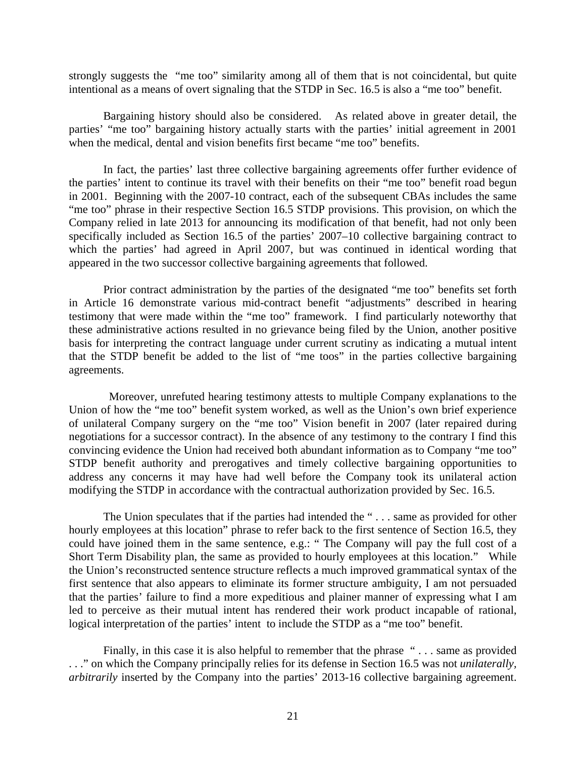strongly suggests the "me too" similarity among all of them that is not coincidental, but quite intentional as a means of overt signaling that the STDP in Sec. 16.5 is also a "me too" benefit.

Bargaining history should also be considered. As related above in greater detail, the parties' "me too" bargaining history actually starts with the parties' initial agreement in 2001 when the medical, dental and vision benefits first became "me too" benefits.

In fact, the parties' last three collective bargaining agreements offer further evidence of the parties' intent to continue its travel with their benefits on their "me too" benefit road begun in 2001. Beginning with the 2007-10 contract, each of the subsequent CBAs includes the same "me too" phrase in their respective Section 16.5 STDP provisions. This provision, on which the Company relied in late 2013 for announcing its modification of that benefit, had not only been specifically included as Section 16.5 of the parties' 2007–10 collective bargaining contract to which the parties' had agreed in April 2007, but was continued in identical wording that appeared in the two successor collective bargaining agreements that followed.

Prior contract administration by the parties of the designated "me too" benefits set forth in Article 16 demonstrate various mid-contract benefit "adjustments" described in hearing testimony that were made within the "me too" framework. I find particularly noteworthy that these administrative actions resulted in no grievance being filed by the Union, another positive basis for interpreting the contract language under current scrutiny as indicating a mutual intent that the STDP benefit be added to the list of "me toos" in the parties collective bargaining agreements.

Moreover, unrefuted hearing testimony attests to multiple Company explanations to the Union of how the "me too" benefit system worked, as well as the Union's own brief experience of unilateral Company surgery on the "me too" Vision benefit in 2007 (later repaired during negotiations for a successor contract). In the absence of any testimony to the contrary I find this convincing evidence the Union had received both abundant information as to Company "me too" STDP benefit authority and prerogatives and timely collective bargaining opportunities to address any concerns it may have had well before the Company took its unilateral action modifying the STDP in accordance with the contractual authorization provided by Sec. 16.5.

The Union speculates that if the parties had intended the " . . . same as provided for other hourly employees at this location" phrase to refer back to the first sentence of Section 16.5, they could have joined them in the same sentence, e.g.: " The Company will pay the full cost of a Short Term Disability plan, the same as provided to hourly employees at this location." While the Union's reconstructed sentence structure reflects a much improved grammatical syntax of the first sentence that also appears to eliminate its former structure ambiguity, I am not persuaded that the parties' failure to find a more expeditious and plainer manner of expressing what I am led to perceive as their mutual intent has rendered their work product incapable of rational, logical interpretation of the parties' intent to include the STDP as a "me too" benefit.

Finally, in this case it is also helpful to remember that the phrase " . . . same as provided . . ." on which the Company principally relies for its defense in Section 16.5 was not *unilaterally, arbitrarily* inserted by the Company into the parties' 2013-16 collective bargaining agreement.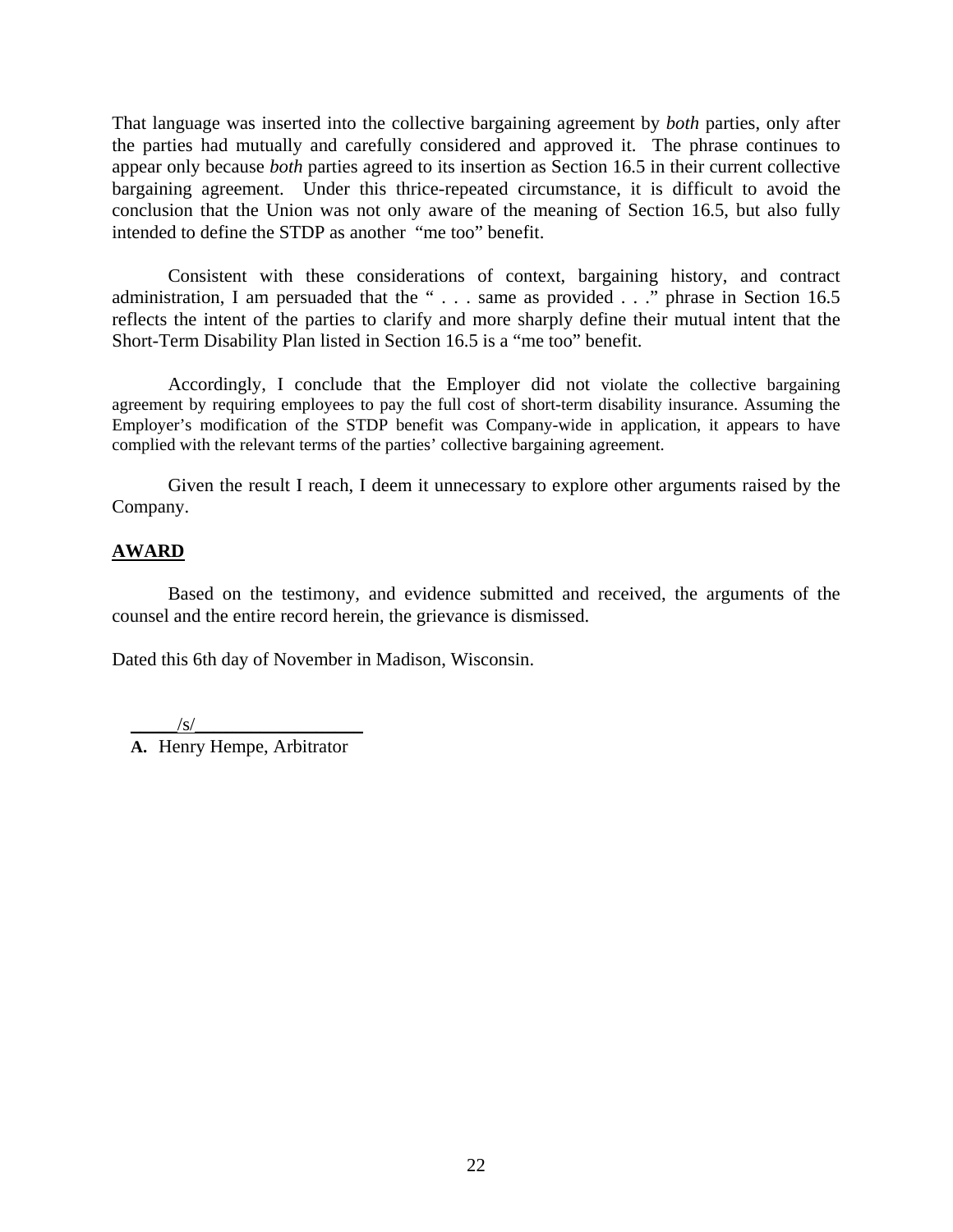That language was inserted into the collective bargaining agreement by *both* parties, only after the parties had mutually and carefully considered and approved it. The phrase continues to appear only because *both* parties agreed to its insertion as Section 16.5 in their current collective bargaining agreement. Under this thrice-repeated circumstance, it is difficult to avoid the conclusion that the Union was not only aware of the meaning of Section 16.5, but also fully intended to define the STDP as another "me too" benefit.

Consistent with these considerations of context, bargaining history, and contract administration, I am persuaded that the " . . . same as provided . . ." phrase in Section 16.5 reflects the intent of the parties to clarify and more sharply define their mutual intent that the Short-Term Disability Plan listed in Section 16.5 is a "me too" benefit.

Accordingly, I conclude that the Employer did not violate the collective bargaining agreement by requiring employees to pay the full cost of short-term disability insurance. Assuming the Employer's modification of the STDP benefit was Company-wide in application, it appears to have complied with the relevant terms of the parties' collective bargaining agreement.

Given the result I reach, I deem it unnecessary to explore other arguments raised by the Company.

## AWARD

Based on the testimony, and evidence submitted and received, the arguments of the counsel and the entire record herein, the grievance is dismissed.

Dated this 6th day of November in Madison, Wisconsin.

/s/

**A.** Henry Hempe, Arbitrator